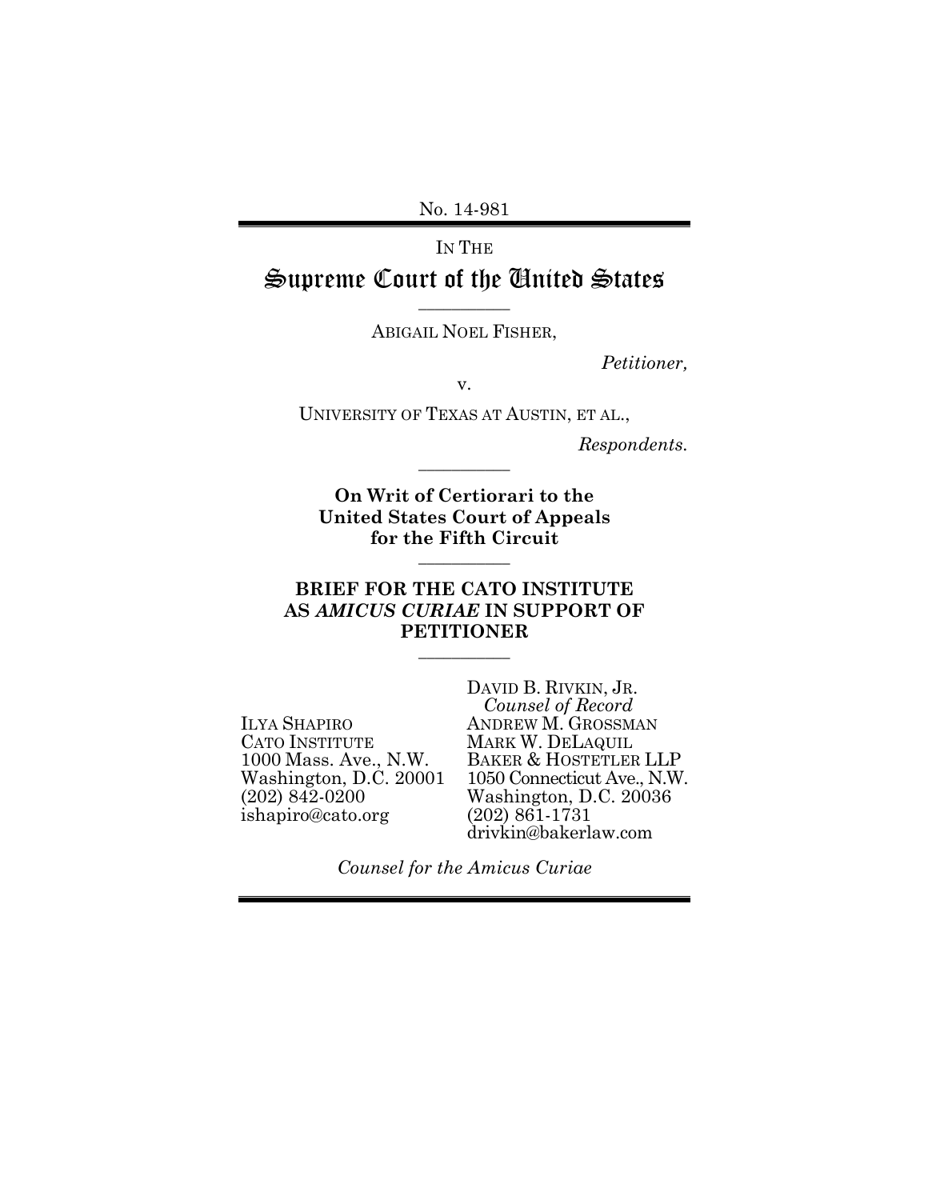No. 14-981

IN THE

# Supreme Court of the United States

---

ABIGAIL NOEL FISHER,

*Petitioner,*

v.

UNIVERSITY OF TEXAS AT AUSTIN, ET AL.,

*Respondents.*

---

**On Writ of Certiorari to the United States Court of Appeals for the Fifth Circuit**

---

**BRIEF FOR THE CATO INSTITUTE AS *AMICUS CURIAE* IN SUPPORT OF PETITIONER**

---

ILYA SHAPIRO
CATO INSTITUTE
1000 Mass. Ave., N.W.
Washington, D.C. 20001
(202) 842-0200
ishapiro@cato.org

DAVID B. RIVKIN, JR.
*Counsel of Record*
ANDREW M. GROSSMAN
MARK W. DELAQUIL
BAKER & HOSTETLER LLP
1050 Connecticut Ave., N.W.
Washington, D.C. 20036
(202) 861-1731
drivkin@bakerlaw.com

*Counsel for the Amicus Curiae*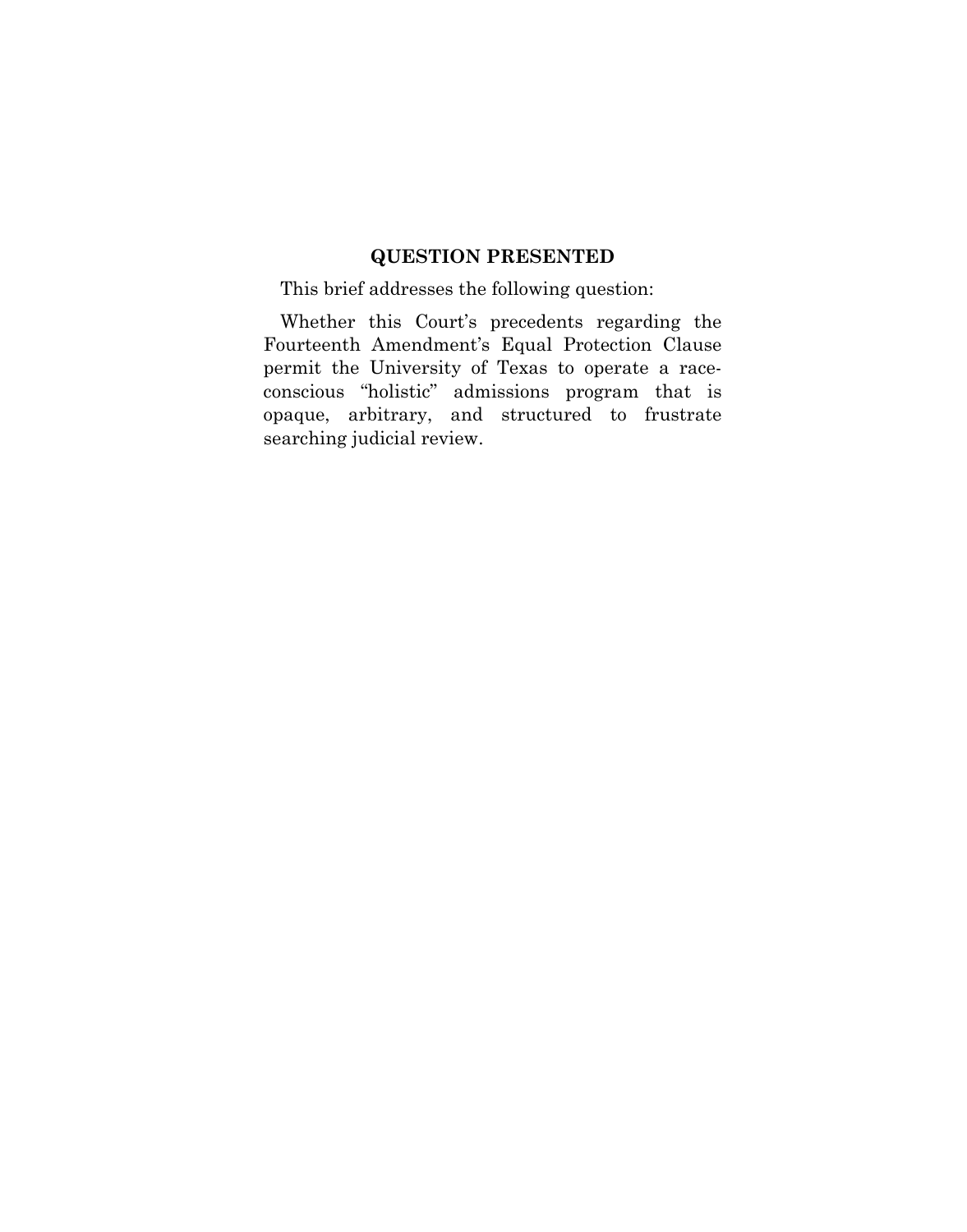## QUESTION PRESENTED

This brief addresses the following question:

Whether this Court's precedents regarding the Fourteenth Amendment's Equal Protection Clause permit the University of Texas to operate a race-conscious "holistic" admissions program that is opaque, arbitrary, and structured to frustrate searching judicial review.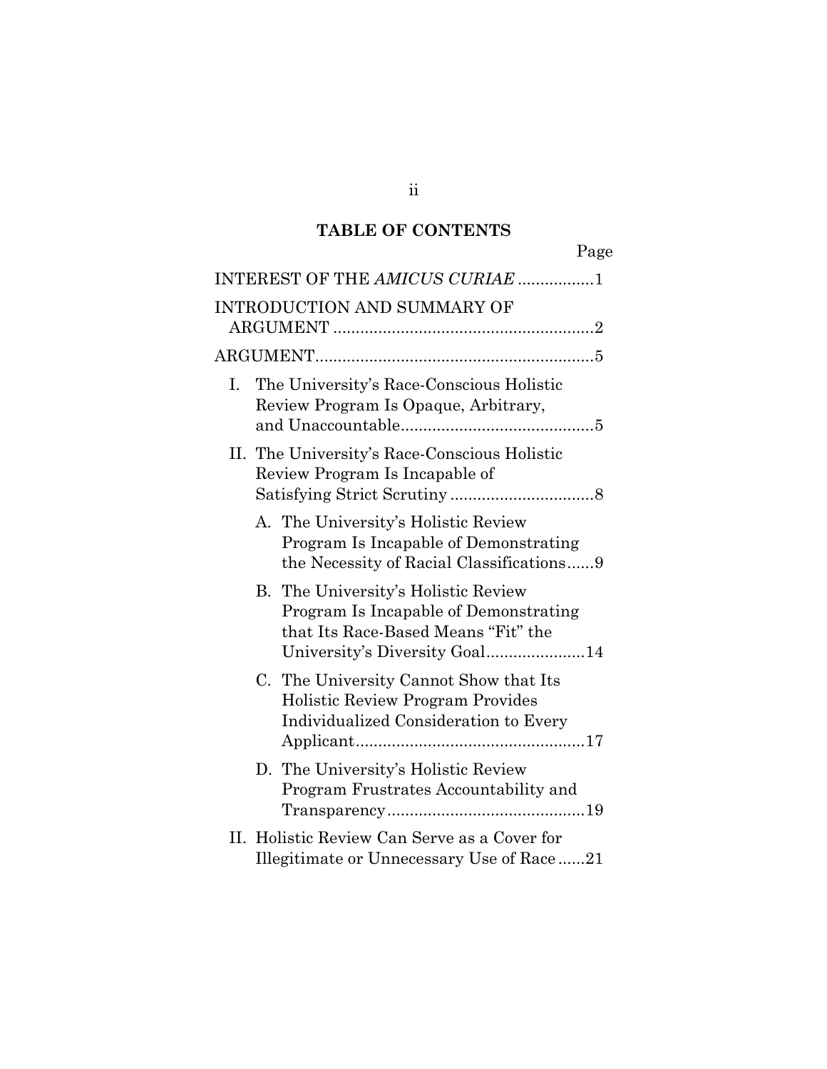## TABLE OF CONTENTS

Page

INTEREST OF THE *AMICUS CURIAE* ................1

INTRODUCTION AND SUMMARY OF ARGUMENT ..........................................................2

ARGUMENT..............................................................5

I. The University's Race-Conscious Holistic Review Program Is Opaque, Arbitrary, and Unaccountable...........................................5

II. The University's Race-Conscious Holistic Review Program Is Incapable of Satisfying Strict Scrutiny ................................8

   A. The University's Holistic Review Program Is Incapable of Demonstrating the Necessity of Racial Classifications......9

   B. The University's Holistic Review Program Is Incapable of Demonstrating that Its Race-Based Means "Fit" the University's Diversity Goal......................14

   C. The University Cannot Show that Its Holistic Review Program Provides Individualized Consideration to Every Applicant...................................................17

   D. The University's Holistic Review Program Frustrates Accountability and Transparency............................................19

II. Holistic Review Can Serve as a Cover for Illegitimate or Unnecessary Use of Race......21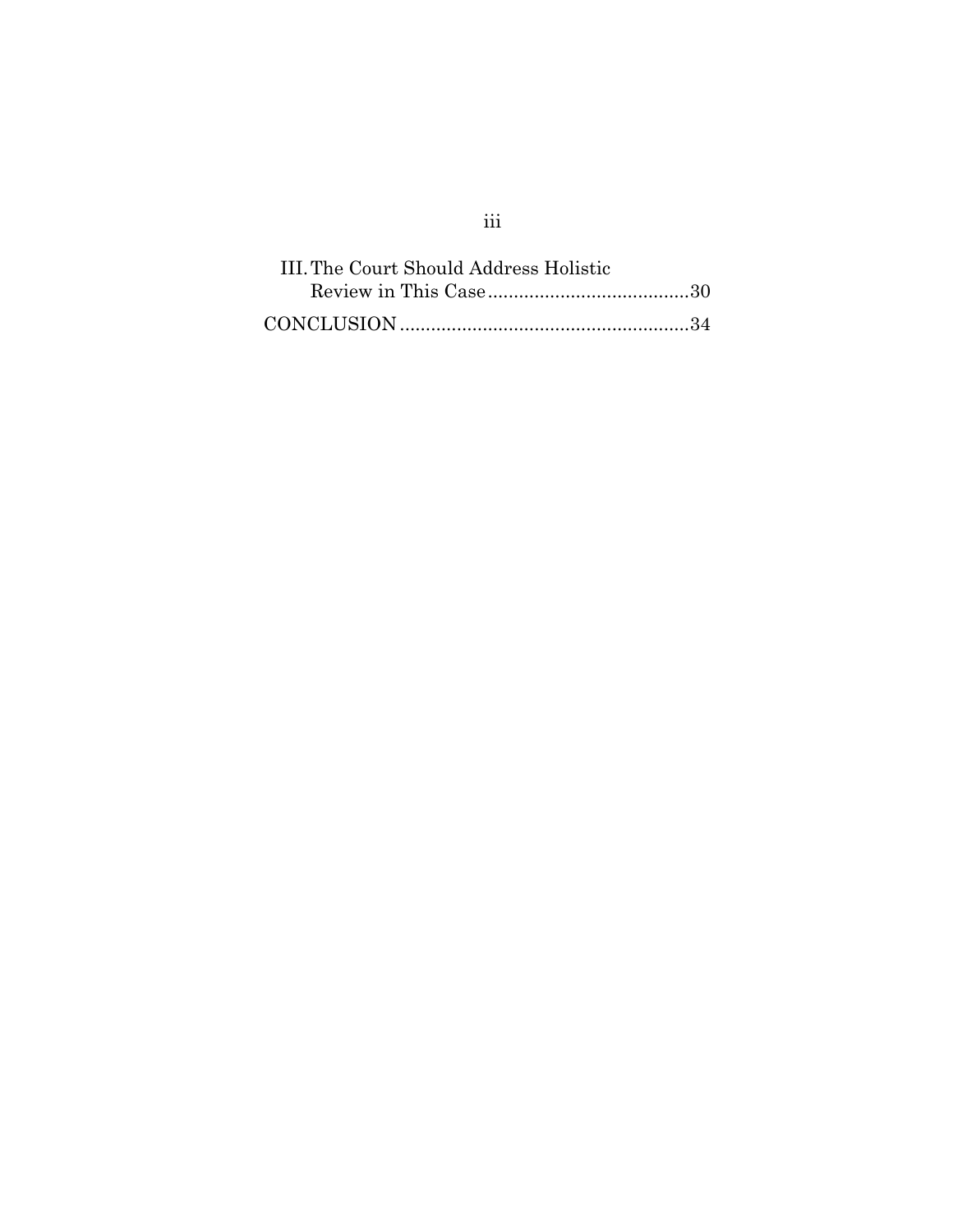III. The Court Should Address Holistic Review in This Case .......................................30

CONCLUSION .......................................................34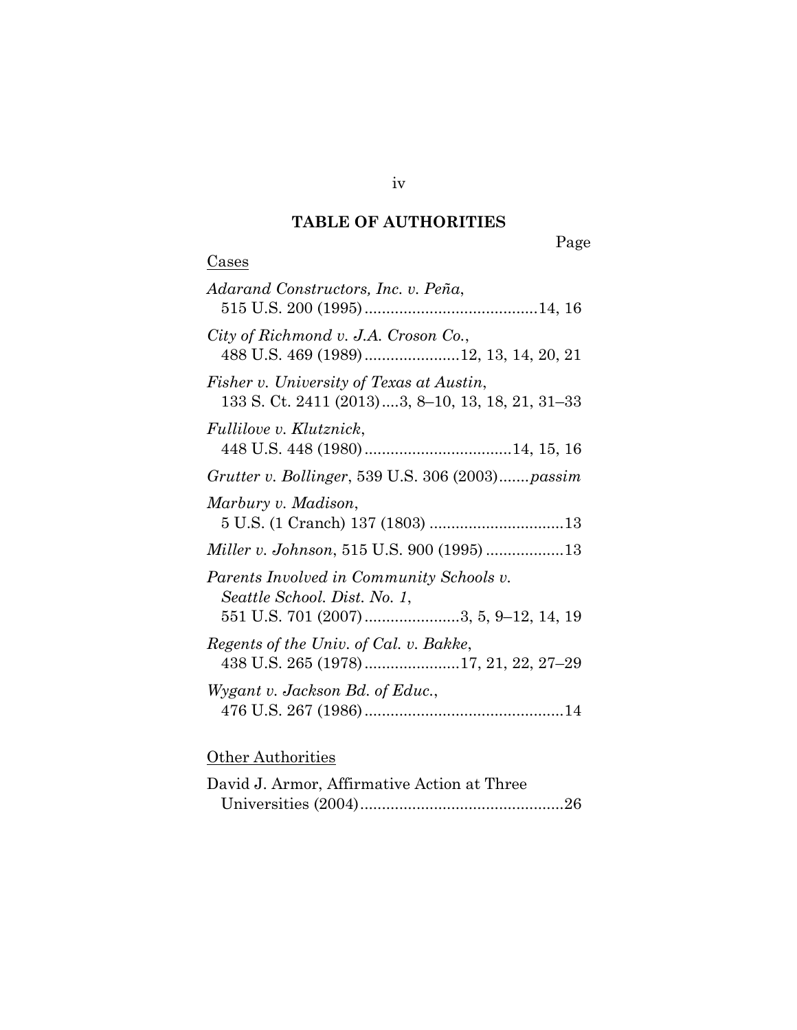## TABLE OF AUTHORITIES

Page

Cases

*Adarand Constructors, Inc. v. Peña*, 515 U.S. 200 (1995)........................................14, 16

*City of Richmond v. J.A. Croson Co.*, 488 U.S. 469 (1989)......................12, 13, 14, 20, 21

*Fisher v. University of Texas at Austin*, 133 S. Ct. 2411 (2013)....3, 8–10, 13, 18, 21, 31–33

*Fullilove v. Klutznick*, 448 U.S. 448 (1980)..................................14, 15, 16

*Grutter v. Bollinger*, 539 U.S. 306 (2003).......*passim*

*Marbury v. Madison*, 5 U.S. (1 Cranch) 137 (1803) ...............................13

*Miller v. Johnson*, 515 U.S. 900 (1995) ..................13

*Parents Involved in Community Schools v. Seattle School. Dist. No. 1*, 551 U.S. 701 (2007)......................3, 5, 9–12, 14, 19

*Regents of the Univ. of Cal. v. Bakke*, 438 U.S. 265 (1978)......................17, 21, 22, 27–29

*Wygant v. Jackson Bd. of Educ.*, 476 U.S. 267 (1986)..............................................14

Other Authorities

David J. Armor, Affirmative Action at Three Universities (2004)...............................................26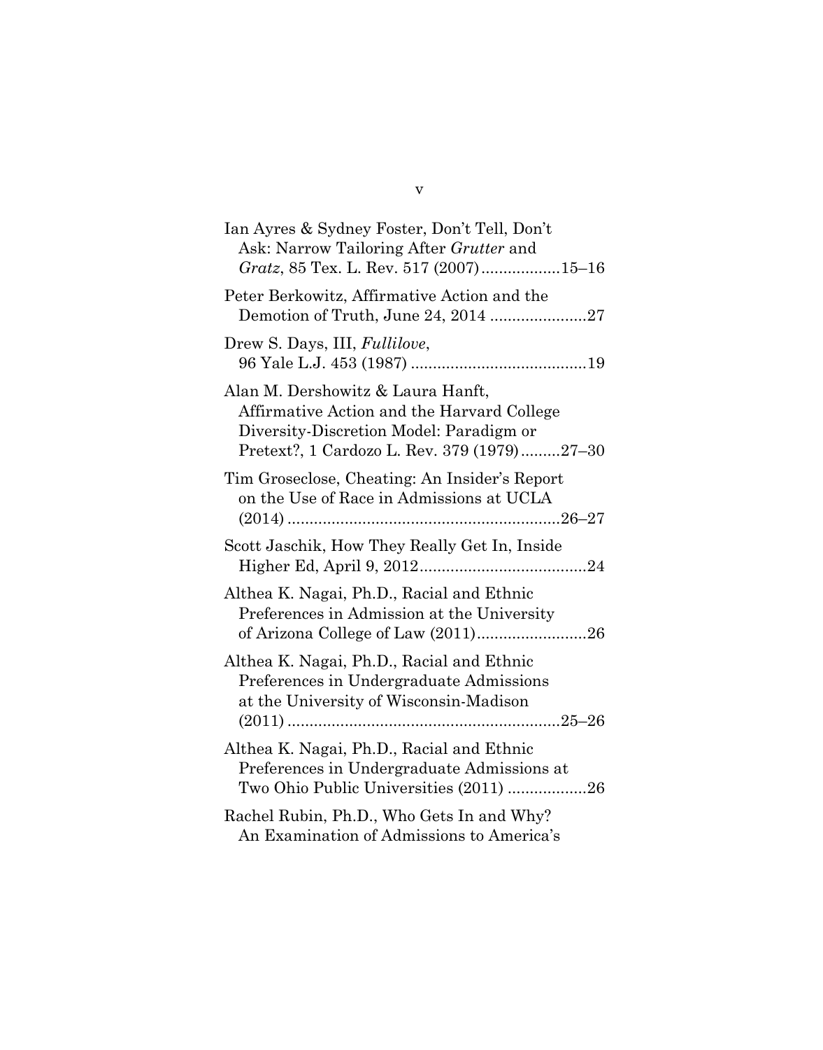Ian Ayres & Sydney Foster, Don't Tell, Don't Ask: Narrow Tailoring After *Grutter* and *Gratz*, 85 Tex. L. Rev. 517 (2007)..................15–16

Peter Berkowitz, Affirmative Action and the Demotion of Truth, June 24, 2014 ......................27

Drew S. Days, III, *Fullilove*, 96 Yale L.J. 453 (1987) ........................................19

Alan M. Dershowitz & Laura Hanft, Affirmative Action and the Harvard College Diversity-Discretion Model: Paradigm or Pretext?, 1 Cardozo L. Rev. 379 (1979).........27–30

Tim Groseclose, Cheating: An Insider's Report on the Use of Race in Admissions at UCLA (2014) .............................................................26–27

Scott Jaschik, How They Really Get In, Inside Higher Ed, April 9, 2012......................................24

Althea K. Nagai, Ph.D., Racial and Ethnic Preferences in Admission at the University of Arizona College of Law (2011).........................26

Althea K. Nagai, Ph.D., Racial and Ethnic Preferences in Undergraduate Admissions at the University of Wisconsin-Madison (2011) .............................................................25–26

Althea K. Nagai, Ph.D., Racial and Ethnic Preferences in Undergraduate Admissions at Two Ohio Public Universities (2011) ..................26

Rachel Rubin, Ph.D., Who Gets In and Why? An Examination of Admissions to America's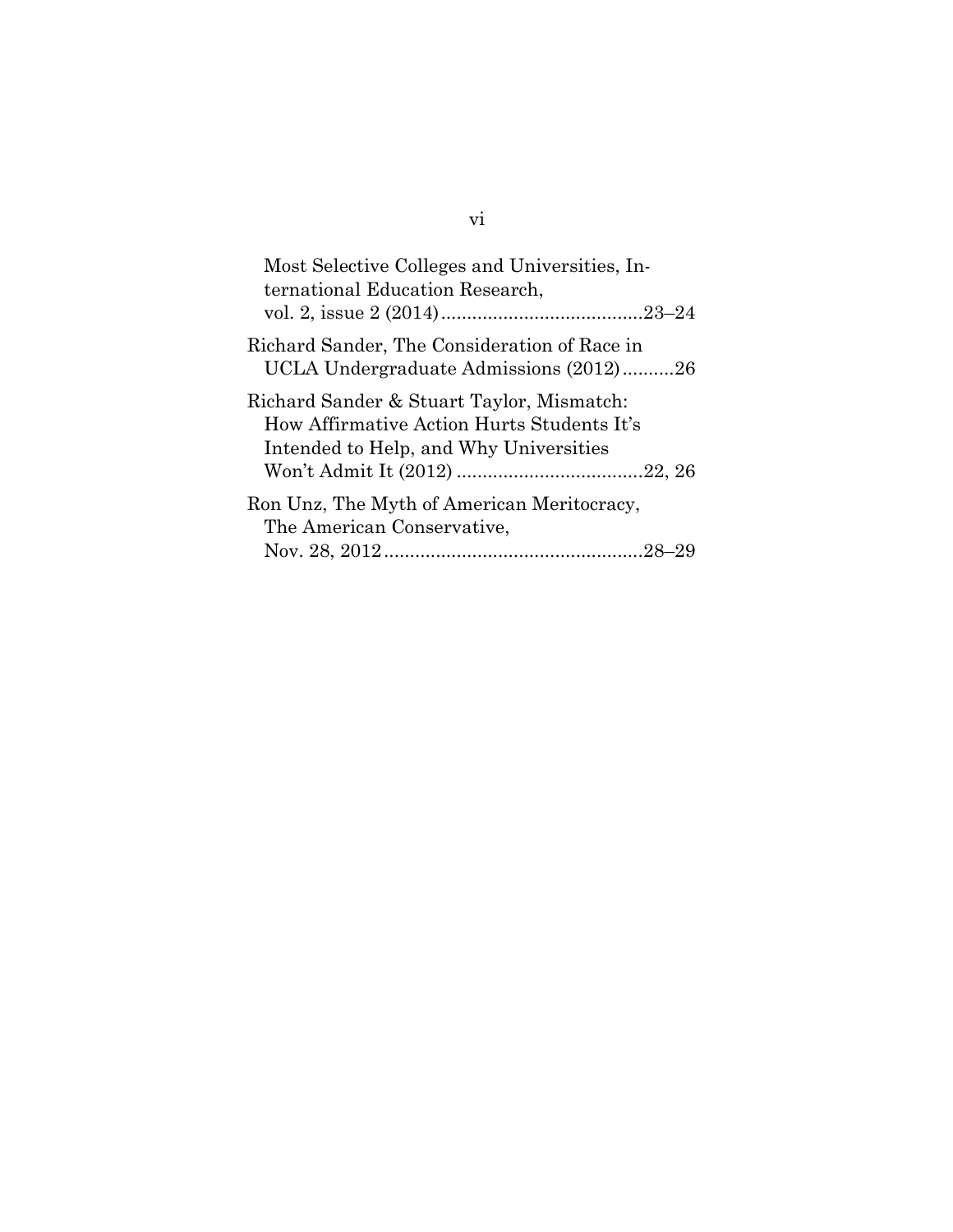Most Selective Colleges and Universities, International Education Research, vol. 2, issue 2 (2014) ....................................... 23–24

Richard Sander, The Consideration of Race in UCLA Undergraduate Admissions (2012) .......... 26

Richard Sander & Stuart Taylor, Mismatch: How Affirmative Action Hurts Students It's Intended to Help, and Why Universities Won't Admit It (2012) .................................... 22, 26

Ron Unz, The Myth of American Meritocracy, The American Conservative, Nov. 28, 2012 .................................................. 28–29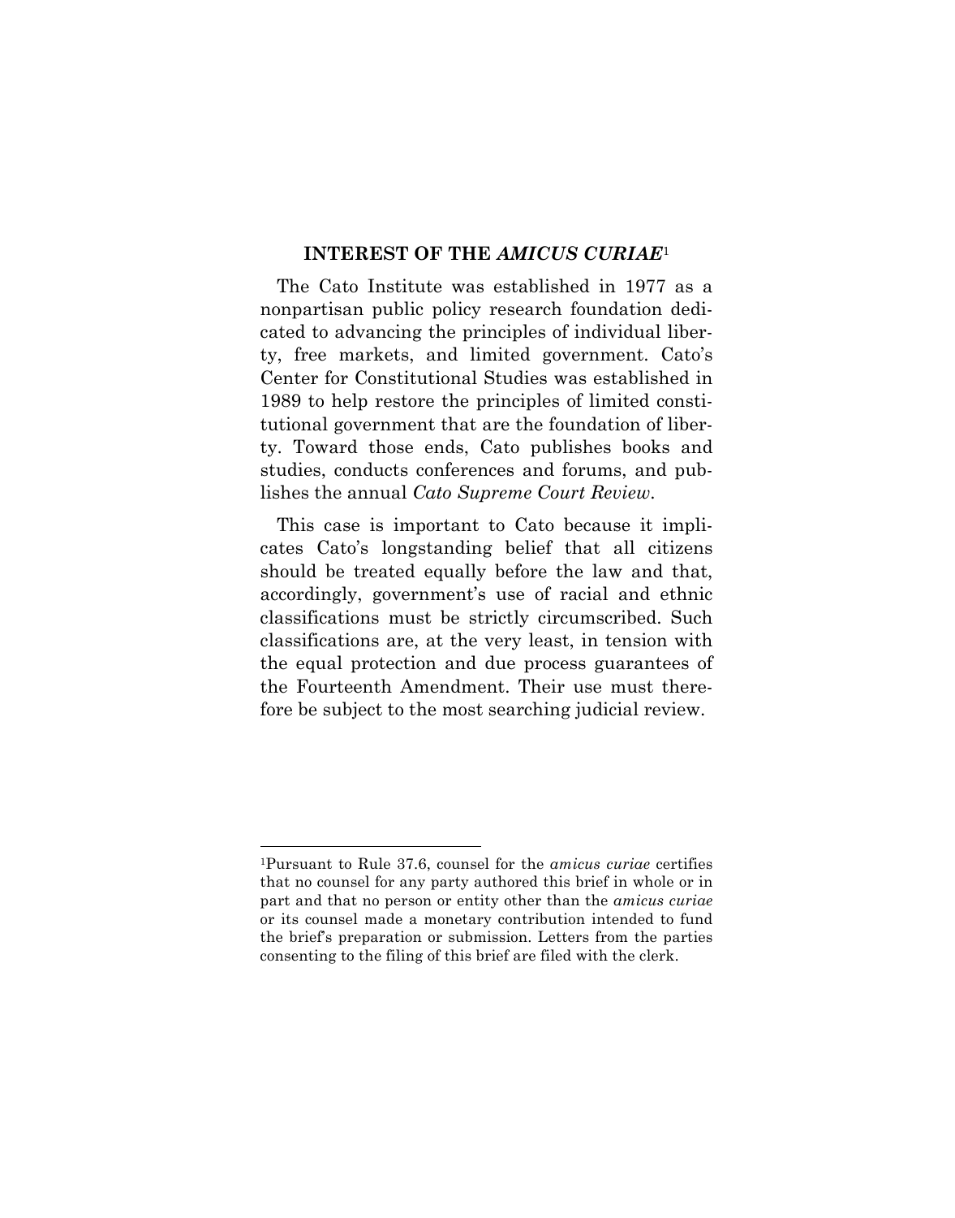## INTEREST OF THE *AMICUS CURIAE*[1]

The Cato Institute was established in 1977 as a nonpartisan public policy research foundation dedicated to advancing the principles of individual liberty, free markets, and limited government. Cato's Center for Constitutional Studies was established in 1989 to help restore the principles of limited constitutional government that are the foundation of liberty. Toward those ends, Cato publishes books and studies, conducts conferences and forums, and publishes the annual *Cato Supreme Court Review*.

This case is important to Cato because it implicates Cato's longstanding belief that all citizens should be treated equally before the law and that, accordingly, government's use of racial and ethnic classifications must be strictly circumscribed. Such classifications are, at the very least, in tension with the equal protection and due process guarantees of the Fourteenth Amendment. Their use must therefore be subject to the most searching judicial review.

---

[1]Pursuant to Rule 37.6, counsel for the *amicus curiae* certifies that no counsel for any party authored this brief in whole or in part and that no person or entity other than the *amicus curiae* or its counsel made a monetary contribution intended to fund the brief's preparation or submission. Letters from the parties consenting to the filing of this brief are filed with the clerk.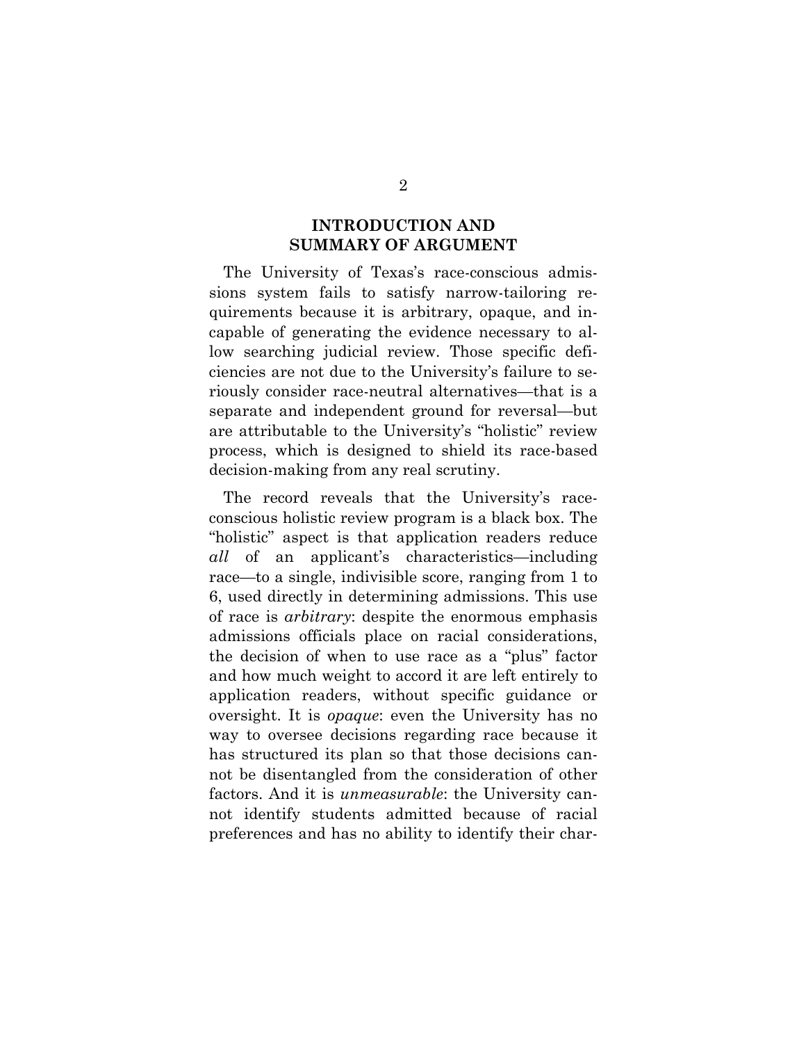## INTRODUCTION AND SUMMARY OF ARGUMENT

The University of Texas's race-conscious admissions system fails to satisfy narrow-tailoring requirements because it is arbitrary, opaque, and incapable of generating the evidence necessary to allow searching judicial review. Those specific deficiencies are not due to the University's failure to seriously consider race-neutral alternatives—that is a separate and independent ground for reversal—but are attributable to the University's "holistic" review process, which is designed to shield its race-based decision-making from any real scrutiny.

The record reveals that the University's race-conscious holistic review program is a black box. The "holistic" aspect is that application readers reduce *all* of an applicant's characteristics—including race—to a single, indivisible score, ranging from 1 to 6, used directly in determining admissions. This use of race is *arbitrary*: despite the enormous emphasis admissions officials place on racial considerations, the decision of when to use race as a "plus" factor and how much weight to accord it are left entirely to application readers, without specific guidance or oversight. It is *opaque*: even the University has no way to oversee decisions regarding race because it has structured its plan so that those decisions cannot be disentangled from the consideration of other factors. And it is *unmeasurable*: the University cannot identify students admitted because of racial preferences and has no ability to identify their char-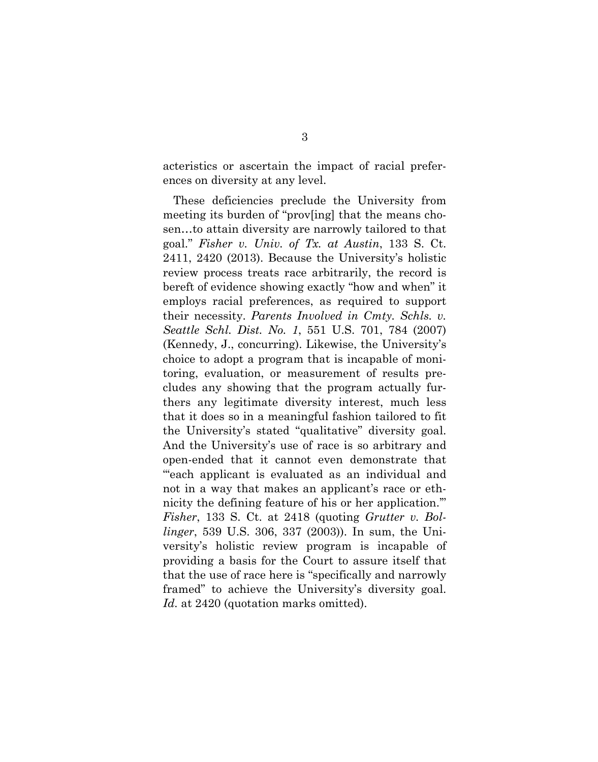acteristics or ascertain the impact of racial preferences on diversity at any level.

These deficiencies preclude the University from meeting its burden of "prov[ing] that the means chosen…to attain diversity are narrowly tailored to that goal." *Fisher v. Univ. of Tx. at Austin*, 133 S. Ct. 2411, 2420 (2013). Because the University's holistic review process treats race arbitrarily, the record is bereft of evidence showing exactly "how and when" it employs racial preferences, as required to support their necessity. *Parents Involved in Cmty. Schls. v. Seattle Schl. Dist. No. 1*, 551 U.S. 701, 784 (2007) (Kennedy, J., concurring). Likewise, the University's choice to adopt a program that is incapable of monitoring, evaluation, or measurement of results precludes any showing that the program actually furthers any legitimate diversity interest, much less that it does so in a meaningful fashion tailored to fit the University's stated "qualitative" diversity goal. And the University's use of race is so arbitrary and open-ended that it cannot even demonstrate that "'each applicant is evaluated as an individual and not in a way that makes an applicant's race or ethnicity the defining feature of his or her application.'" *Fisher*, 133 S. Ct. at 2418 (quoting *Grutter v. Bollinger*, 539 U.S. 306, 337 (2003)). In sum, the University's holistic review program is incapable of providing a basis for the Court to assure itself that that the use of race here is "specifically and narrowly framed" to achieve the University's diversity goal. *Id.* at 2420 (quotation marks omitted).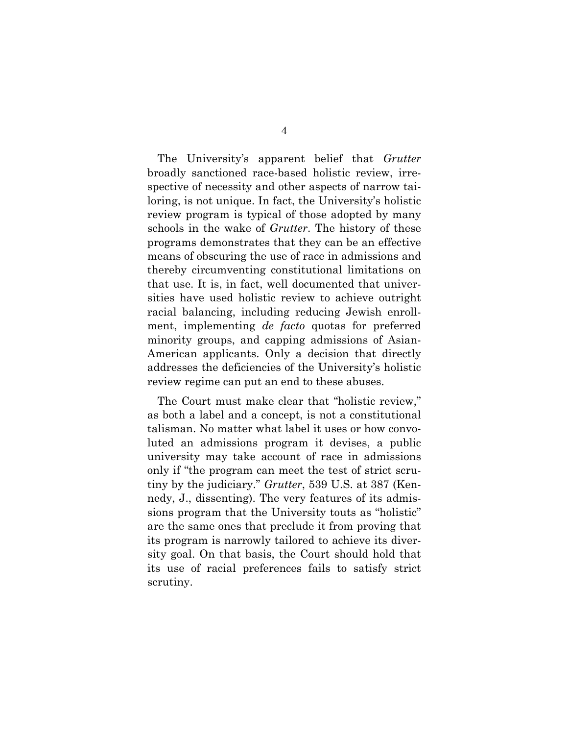The University's apparent belief that *Grutter* broadly sanctioned race-based holistic review, irrespective of necessity and other aspects of narrow tailoring, is not unique. In fact, the University's holistic review program is typical of those adopted by many schools in the wake of *Grutter*. The history of these programs demonstrates that they can be an effective means of obscuring the use of race in admissions and thereby circumventing constitutional limitations on that use. It is, in fact, well documented that universities have used holistic review to achieve outright racial balancing, including reducing Jewish enrollment, implementing *de facto* quotas for preferred minority groups, and capping admissions of Asian-American applicants. Only a decision that directly addresses the deficiencies of the University's holistic review regime can put an end to these abuses.

The Court must make clear that "holistic review," as both a label and a concept, is not a constitutional talisman. No matter what label it uses or how convoluted an admissions program it devises, a public university may take account of race in admissions only if "the program can meet the test of strict scrutiny by the judiciary." *Grutter*, 539 U.S. at 387 (Kennedy, J., dissenting). The very features of its admissions program that the University touts as "holistic" are the same ones that preclude it from proving that its program is narrowly tailored to achieve its diversity goal. On that basis, the Court should hold that its use of racial preferences fails to satisfy strict scrutiny.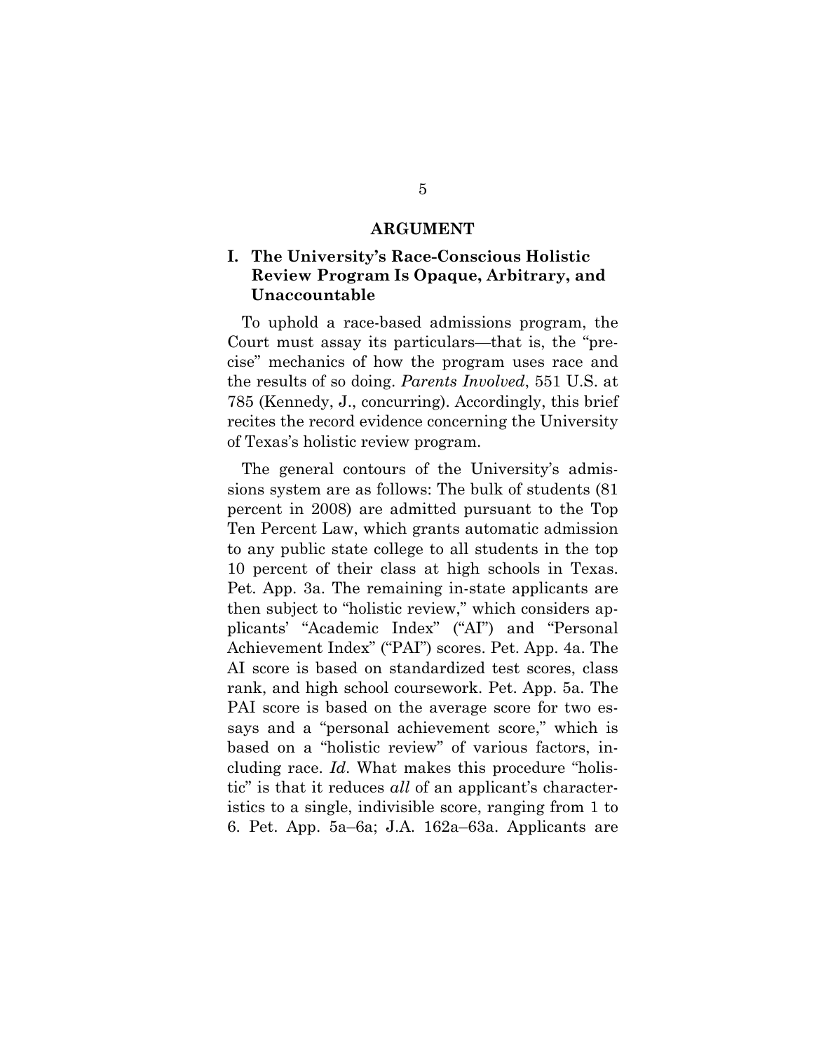## ARGUMENT

### I. The University's Race-Conscious Holistic Review Program Is Opaque, Arbitrary, and Unaccountable

To uphold a race-based admissions program, the Court must assay its particulars—that is, the "precise" mechanics of how the program uses race and the results of so doing. *Parents Involved*, 551 U.S. at 785 (Kennedy, J., concurring). Accordingly, this brief recites the record evidence concerning the University of Texas's holistic review program.

The general contours of the University's admissions system are as follows: The bulk of students (81 percent in 2008) are admitted pursuant to the Top Ten Percent Law, which grants automatic admission to any public state college to all students in the top 10 percent of their class at high schools in Texas. Pet. App. 3a. The remaining in-state applicants are then subject to "holistic review," which considers applicants' "Academic Index" ("AI") and "Personal Achievement Index" ("PAI") scores. Pet. App. 4a. The AI score is based on standardized test scores, class rank, and high school coursework. Pet. App. 5a. The PAI score is based on the average score for two essays and a "personal achievement score," which is based on a "holistic review" of various factors, including race. *Id*. What makes this procedure "holistic" is that it reduces *all* of an applicant's characteristics to a single, indivisible score, ranging from 1 to 6. Pet. App. 5a–6a; J.A. 162a–63a. Applicants are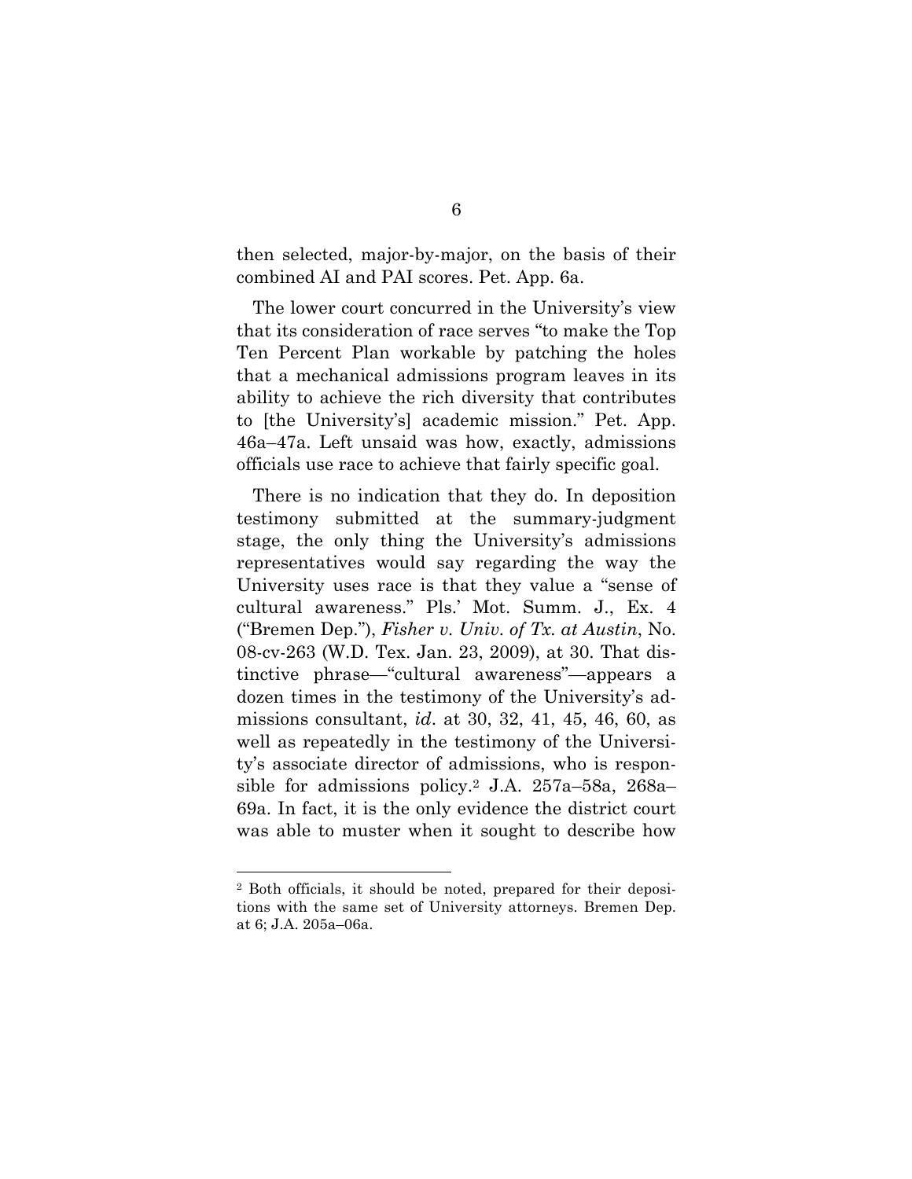then selected, major-by-major, on the basis of their combined AI and PAI scores. Pet. App. 6a.

The lower court concurred in the University's view that its consideration of race serves "to make the Top Ten Percent Plan workable by patching the holes that a mechanical admissions program leaves in its ability to achieve the rich diversity that contributes to [the University's] academic mission." Pet. App. 46a–47a. Left unsaid was how, exactly, admissions officials use race to achieve that fairly specific goal.

There is no indication that they do. In deposition testimony submitted at the summary-judgment stage, the only thing the University's admissions representatives would say regarding the way the University uses race is that they value a "sense of cultural awareness." Pls.' Mot. Summ. J., Ex. 4 ("Bremen Dep."), *Fisher v. Univ. of Tx. at Austin*, No. 08-cv-263 (W.D. Tex. Jan. 23, 2009), at 30. That distinctive phrase—"cultural awareness"—appears a dozen times in the testimony of the University's admissions consultant, *id*. at 30, 32, 41, 45, 46, 60, as well as repeatedly in the testimony of the University's associate director of admissions, who is responsible for admissions policy.[2] J.A. 257a–58a, 268a–69a. In fact, it is the only evidence the district court was able to muster when it sought to describe how

---

[2] Both officials, it should be noted, prepared for their depositions with the same set of University attorneys. Bremen Dep. at 6; J.A. 205a–06a.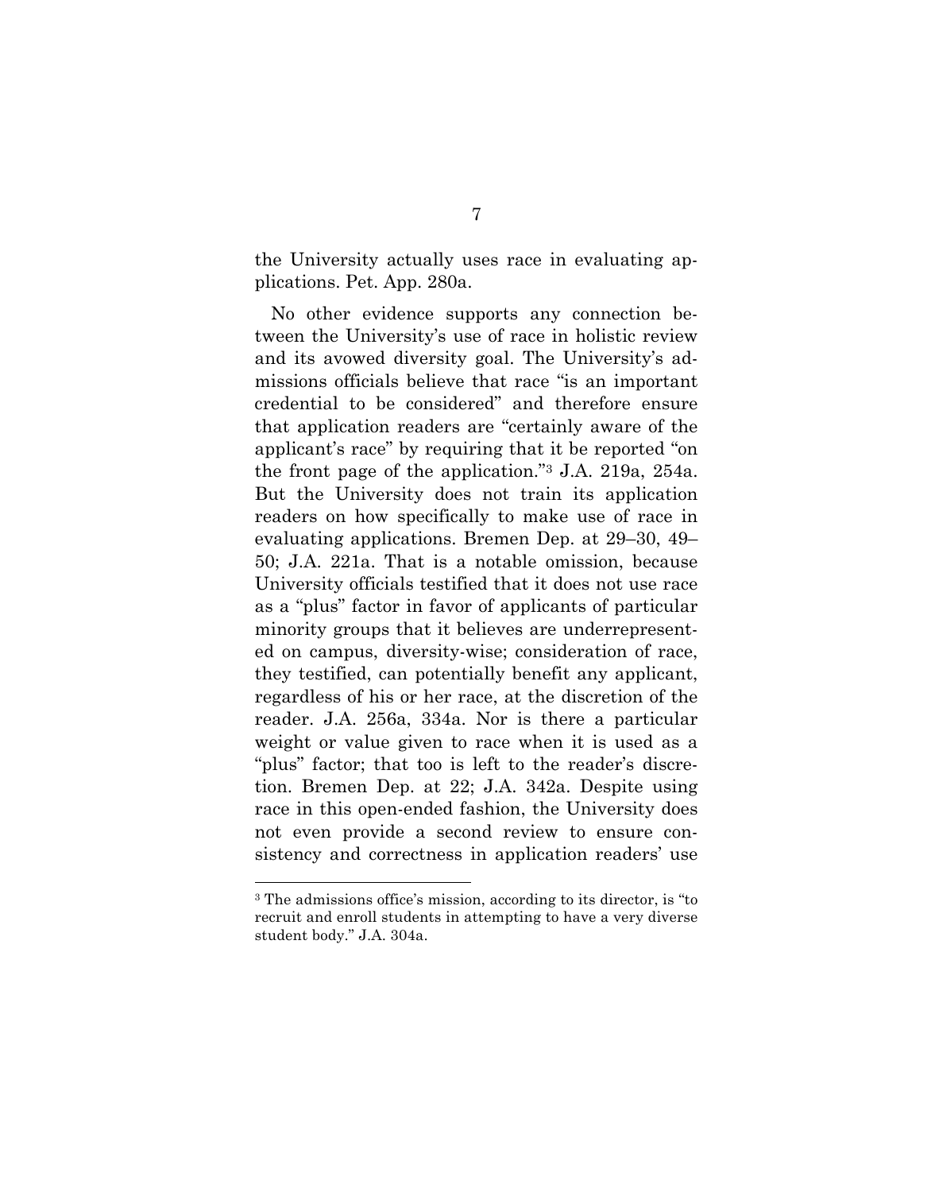the University actually uses race in evaluating applications. Pet. App. 280a.

No other evidence supports any connection between the University's use of race in holistic review and its avowed diversity goal. The University's admissions officials believe that race "is an important credential to be considered" and therefore ensure that application readers are "certainly aware of the applicant's race" by requiring that it be reported "on the front page of the application."[3] J.A. 219a, 254a. But the University does not train its application readers on how specifically to make use of race in evaluating applications. Bremen Dep. at 29–30, 49–50; J.A. 221a. That is a notable omission, because University officials testified that it does not use race as a "plus" factor in favor of applicants of particular minority groups that it believes are underrepresented on campus, diversity-wise; consideration of race, they testified, can potentially benefit any applicant, regardless of his or her race, at the discretion of the reader. J.A. 256a, 334a. Nor is there a particular weight or value given to race when it is used as a "plus" factor; that too is left to the reader's discretion. Bremen Dep. at 22; J.A. 342a. Despite using race in this open-ended fashion, the University does not even provide a second review to ensure consistency and correctness in application readers' use

[3] The admissions office's mission, according to its director, is "to recruit and enroll students in attempting to have a very diverse student body." J.A. 304a.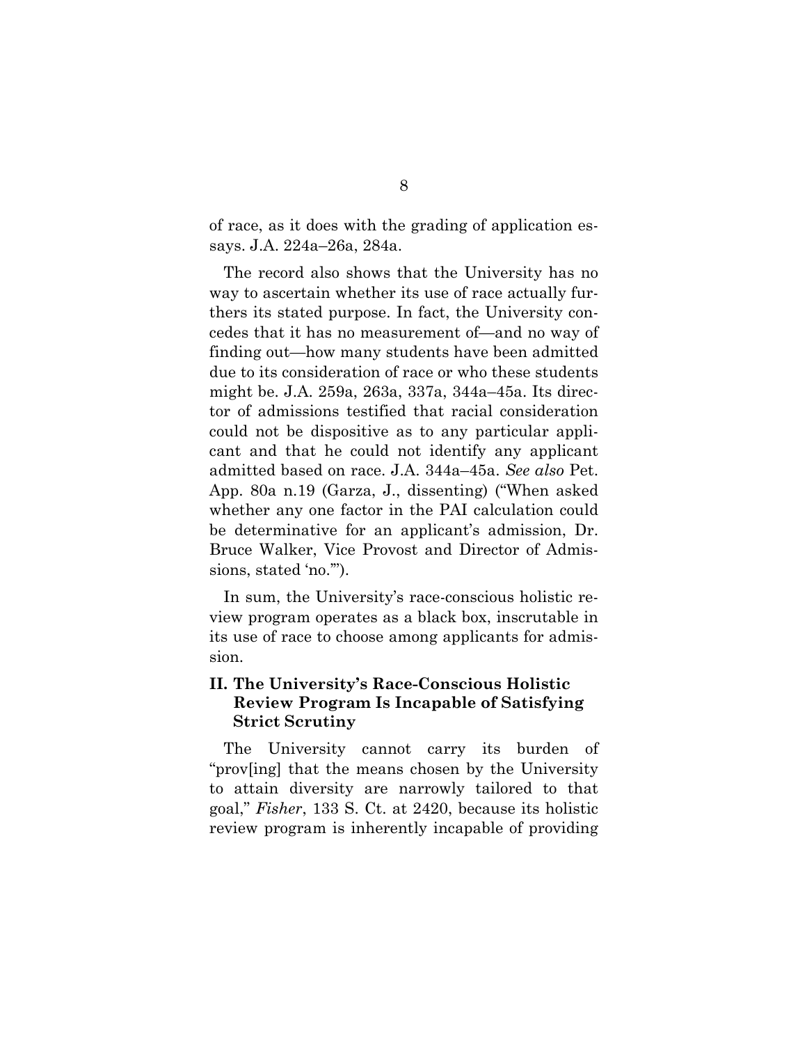of race, as it does with the grading of application essays. J.A. 224a–26a, 284a.

The record also shows that the University has no way to ascertain whether its use of race actually furthers its stated purpose. In fact, the University concedes that it has no measurement of—and no way of finding out—how many students have been admitted due to its consideration of race or who these students might be. J.A. 259a, 263a, 337a, 344a–45a. Its director of admissions testified that racial consideration could not be dispositive as to any particular applicant and that he could not identify any applicant admitted based on race. J.A. 344a–45a. *See also* Pet. App. 80a n.19 (Garza, J., dissenting) ("When asked whether any one factor in the PAI calculation could be determinative for an applicant's admission, Dr. Bruce Walker, Vice Provost and Director of Admissions, stated 'no.'").

In sum, the University's race-conscious holistic review program operates as a black box, inscrutable in its use of race to choose among applicants for admission.

## II. The University's Race-Conscious Holistic Review Program Is Incapable of Satisfying Strict Scrutiny

The University cannot carry its burden of "prov[ing] that the means chosen by the University to attain diversity are narrowly tailored to that goal," *Fisher*, 133 S. Ct. at 2420, because its holistic review program is inherently incapable of providing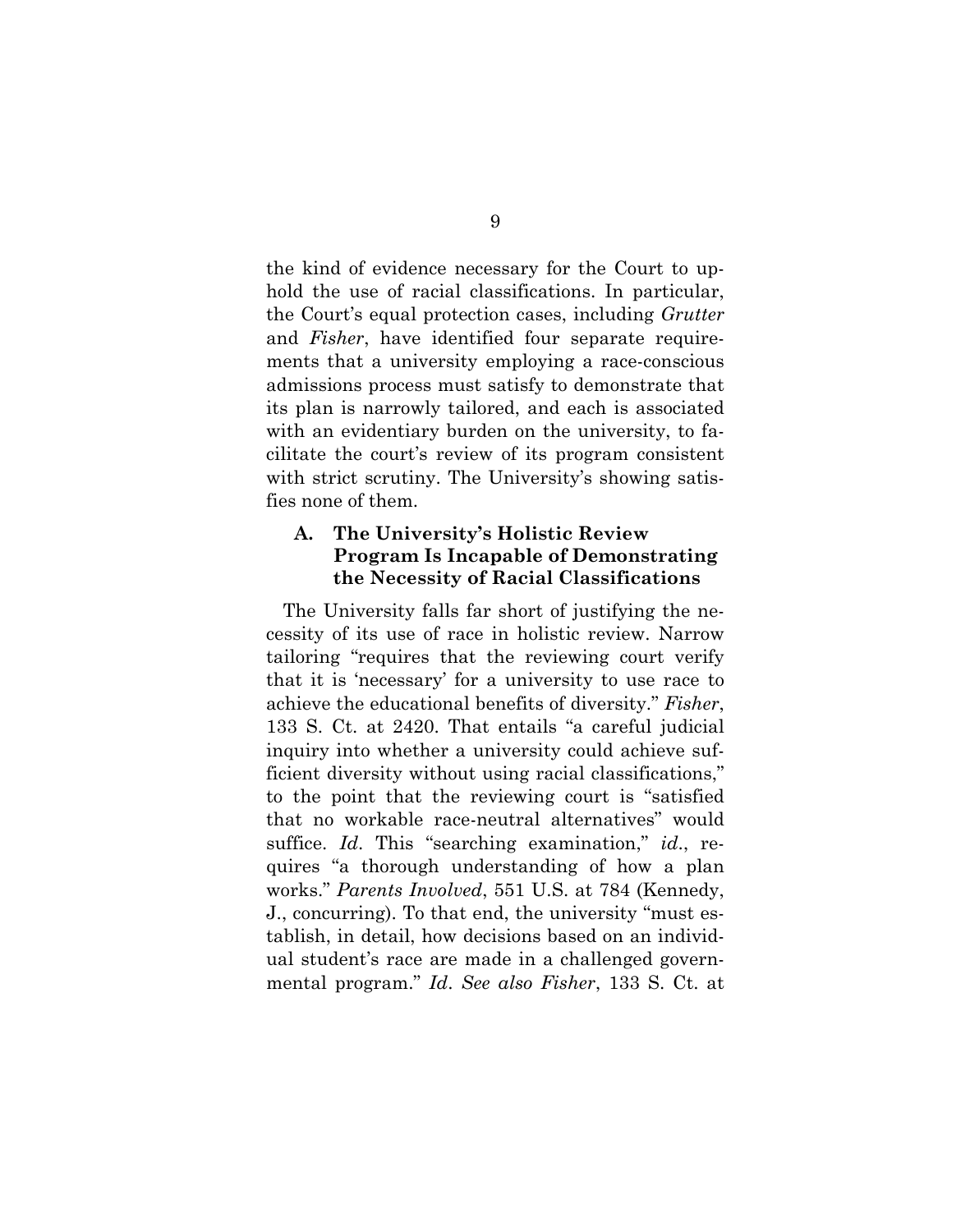the kind of evidence necessary for the Court to uphold the use of racial classifications. In particular, the Court's equal protection cases, including *Grutter* and *Fisher*, have identified four separate requirements that a university employing a race-conscious admissions process must satisfy to demonstrate that its plan is narrowly tailored, and each is associated with an evidentiary burden on the university, to facilitate the court's review of its program consistent with strict scrutiny. The University's showing satisfies none of them.

### A. The University's Holistic Review Program Is Incapable of Demonstrating the Necessity of Racial Classifications

The University falls far short of justifying the necessity of its use of race in holistic review. Narrow tailoring "requires that the reviewing court verify that it is 'necessary' for a university to use race to achieve the educational benefits of diversity." *Fisher*, 133 S. Ct. at 2420. That entails "a careful judicial inquiry into whether a university could achieve sufficient diversity without using racial classifications," to the point that the reviewing court is "satisfied that no workable race-neutral alternatives" would suffice. *Id*. This "searching examination," *id*., requires "a thorough understanding of how a plan works." *Parents Involved*, 551 U.S. at 784 (Kennedy, J., concurring). To that end, the university "must establish, in detail, how decisions based on an individual student's race are made in a challenged governmental program." *Id*. *See also Fisher*, 133 S. Ct. at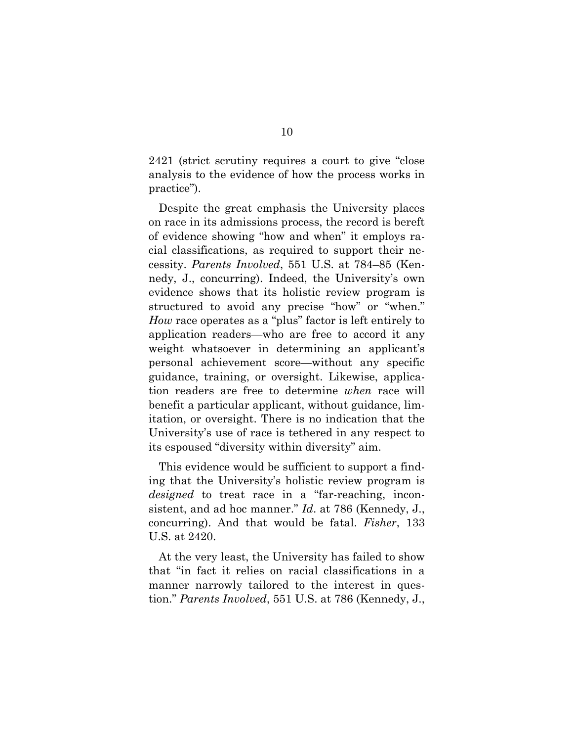2421 (strict scrutiny requires a court to give "close analysis to the evidence of how the process works in practice").

Despite the great emphasis the University places on race in its admissions process, the record is bereft of evidence showing "how and when" it employs racial classifications, as required to support their necessity. *Parents Involved*, 551 U.S. at 784–85 (Kennedy, J., concurring). Indeed, the University's own evidence shows that its holistic review program is structured to avoid any precise "how" or "when." *How* race operates as a "plus" factor is left entirely to application readers—who are free to accord it any weight whatsoever in determining an applicant's personal achievement score—without any specific guidance, training, or oversight. Likewise, application readers are free to determine *when* race will benefit a particular applicant, without guidance, limitation, or oversight. There is no indication that the University's use of race is tethered in any respect to its espoused "diversity within diversity" aim.

This evidence would be sufficient to support a finding that the University's holistic review program is *designed* to treat race in a "far-reaching, inconsistent, and ad hoc manner." *Id*. at 786 (Kennedy, J., concurring). And that would be fatal. *Fisher*, 133 U.S. at 2420.

At the very least, the University has failed to show that "in fact it relies on racial classifications in a manner narrowly tailored to the interest in question." *Parents Involved*, 551 U.S. at 786 (Kennedy, J.,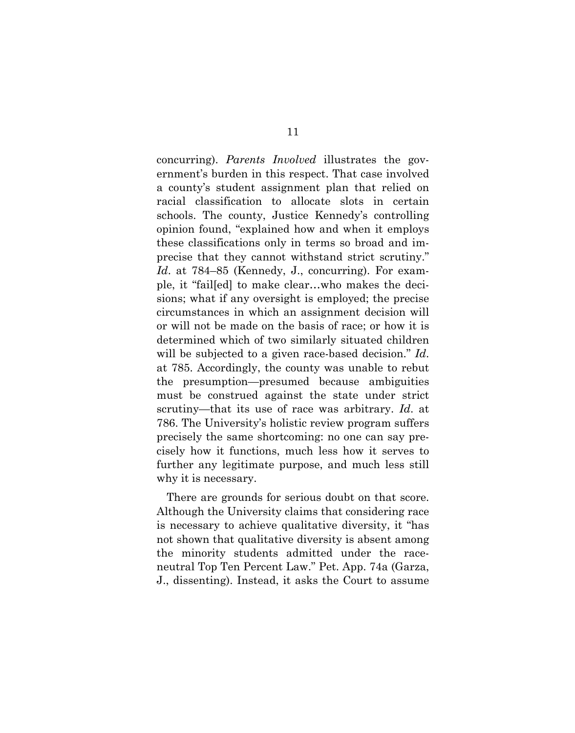concurring). *Parents Involved* illustrates the government's burden in this respect. That case involved a county's student assignment plan that relied on racial classification to allocate slots in certain schools. The county, Justice Kennedy's controlling opinion found, "explained how and when it employs these classifications only in terms so broad and imprecise that they cannot withstand strict scrutiny." *Id*. at 784–85 (Kennedy, J., concurring). For example, it "fail[ed] to make clear…who makes the decisions; what if any oversight is employed; the precise circumstances in which an assignment decision will or will not be made on the basis of race; or how it is determined which of two similarly situated children will be subjected to a given race-based decision." *Id*. at 785. Accordingly, the county was unable to rebut the presumption—presumed because ambiguities must be construed against the state under strict scrutiny—that its use of race was arbitrary. *Id*. at 786. The University's holistic review program suffers precisely the same shortcoming: no one can say precisely how it functions, much less how it serves to further any legitimate purpose, and much less still why it is necessary.

There are grounds for serious doubt on that score. Although the University claims that considering race is necessary to achieve qualitative diversity, it "has not shown that qualitative diversity is absent among the minority students admitted under the race-neutral Top Ten Percent Law." Pet. App. 74a (Garza, J., dissenting). Instead, it asks the Court to assume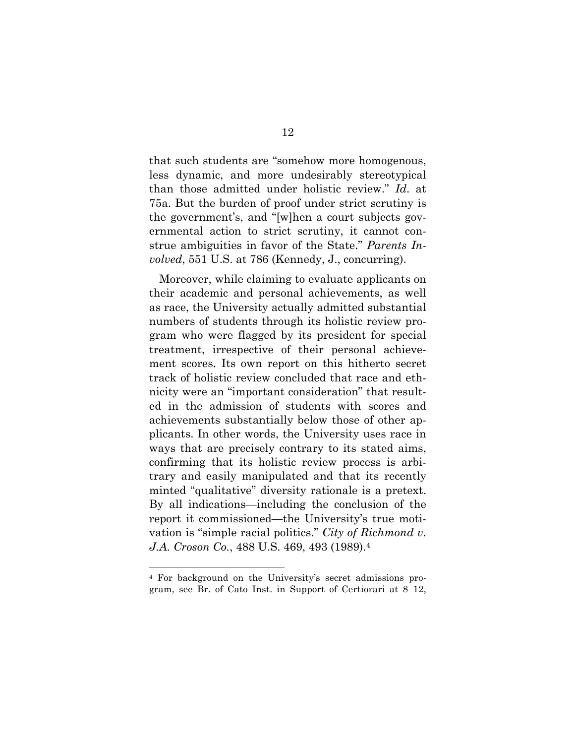that such students are "somehow more homogenous, less dynamic, and more undesirably stereotypical than those admitted under holistic review." *Id*. at 75a. But the burden of proof under strict scrutiny is the government's, and "[w]hen a court subjects governmental action to strict scrutiny, it cannot construe ambiguities in favor of the State." *Parents Involved*, 551 U.S. at 786 (Kennedy, J., concurring).

Moreover, while claiming to evaluate applicants on their academic and personal achievements, as well as race, the University actually admitted substantial numbers of students through its holistic review program who were flagged by its president for special treatment, irrespective of their personal achievement scores. Its own report on this hitherto secret track of holistic review concluded that race and ethnicity were an "important consideration" that resulted in the admission of students with scores and achievements substantially below those of other applicants. In other words, the University uses race in ways that are precisely contrary to its stated aims, confirming that its holistic review process is arbitrary and easily manipulated and that its recently minted "qualitative" diversity rationale is a pretext. By all indications—including the conclusion of the report it commissioned—the University's true motivation is "simple racial politics." *City of Richmond v. J.A. Croson Co.*, 488 U.S. 469, 493 (1989).[4]

[4] For background on the University's secret admissions program, see Br. of Cato Inst. in Support of Certiorari at 8–12,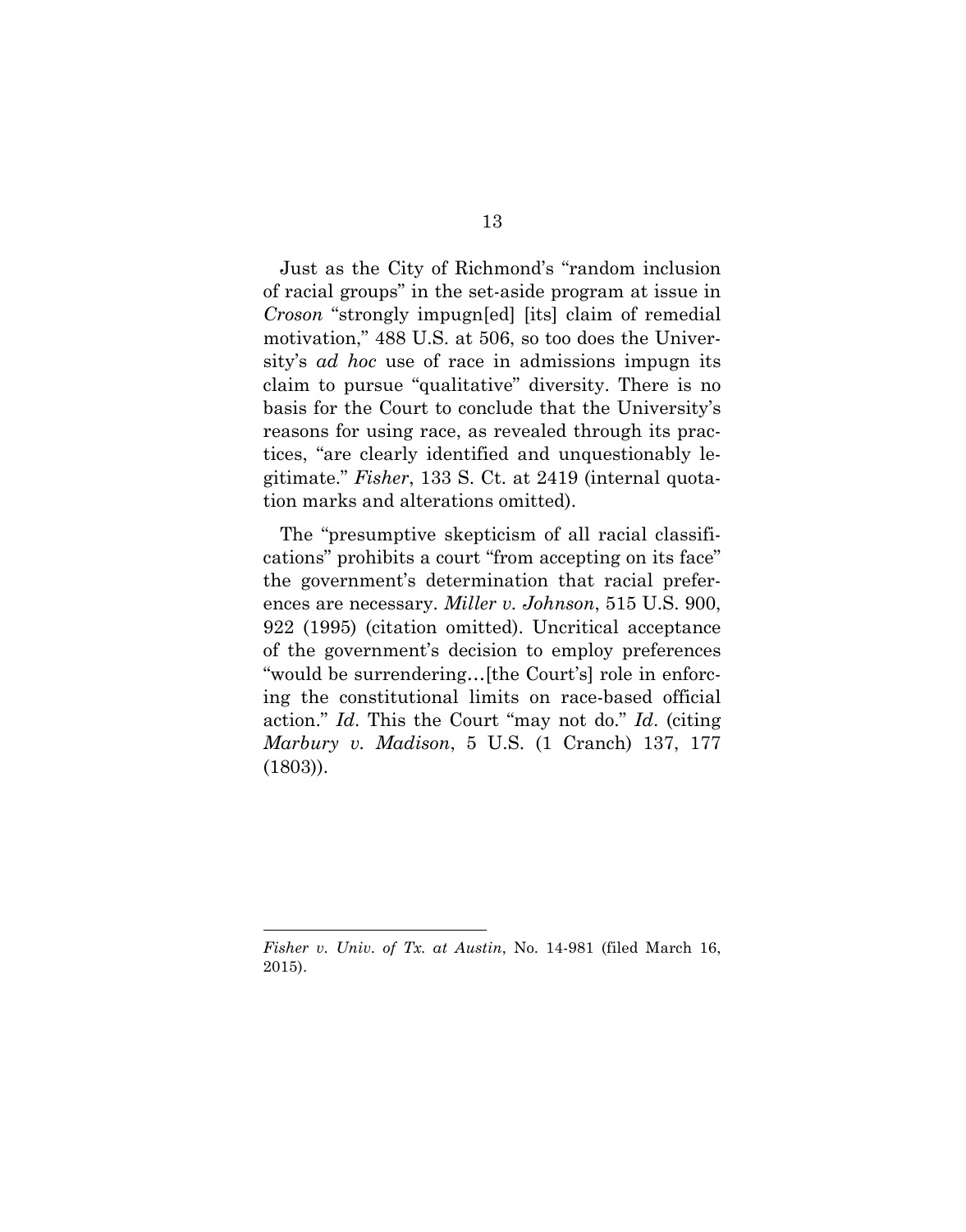Just as the City of Richmond's "random inclusion of racial groups" in the set-aside program at issue in *Croson* "strongly impugn[ed] [its] claim of remedial motivation," 488 U.S. at 506, so too does the University's *ad hoc* use of race in admissions impugn its claim to pursue "qualitative" diversity. There is no basis for the Court to conclude that the University's reasons for using race, as revealed through its practices, "are clearly identified and unquestionably legitimate." *Fisher*, 133 S. Ct. at 2419 (internal quotation marks and alterations omitted).

The "presumptive skepticism of all racial classifications" prohibits a court "from accepting on its face" the government's determination that racial preferences are necessary. *Miller v. Johnson*, 515 U.S. 900, 922 (1995) (citation omitted). Uncritical acceptance of the government's decision to employ preferences "would be surrendering…[the Court's] role in enforcing the constitutional limits on race-based official action." *Id*. This the Court "may not do." *Id*. (citing *Marbury v. Madison*, 5 U.S. (1 Cranch) 137, 177 (1803)).

---

*Fisher v. Univ. of Tx. at Austin*, No. 14-981 (filed March 16, 2015).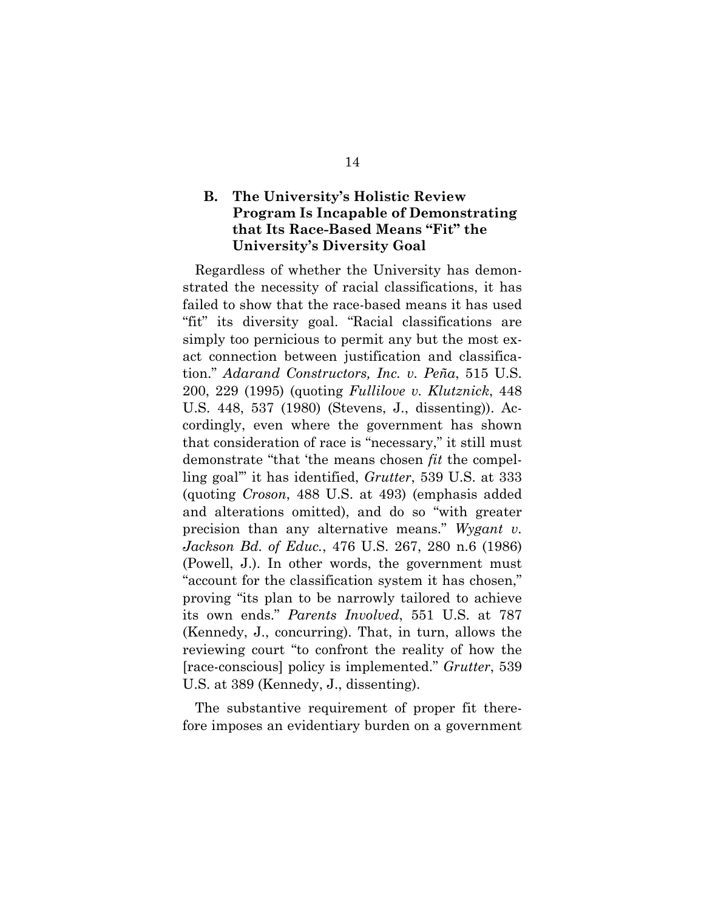### B. The University's Holistic Review Program Is Incapable of Demonstrating that Its Race-Based Means "Fit" the University's Diversity Goal

Regardless of whether the University has demonstrated the necessity of racial classifications, it has failed to show that the race-based means it has used "fit" its diversity goal. "Racial classifications are simply too pernicious to permit any but the most exact connection between justification and classification." *Adarand Constructors, Inc. v. Peña*, 515 U.S. 200, 229 (1995) (quoting *Fullilove v. Klutznick*, 448 U.S. 448, 537 (1980) (Stevens, J., dissenting)). Accordingly, even where the government has shown that consideration of race is "necessary," it still must demonstrate "that 'the means chosen *fit* the compelling goal'" it has identified, *Grutter*, 539 U.S. at 333 (quoting *Croson*, 488 U.S. at 493) (emphasis added and alterations omitted), and do so "with greater precision than any alternative means." *Wygant v. Jackson Bd. of Educ.*, 476 U.S. 267, 280 n.6 (1986) (Powell, J.). In other words, the government must "account for the classification system it has chosen," proving "its plan to be narrowly tailored to achieve its own ends." *Parents Involved*, 551 U.S. at 787 (Kennedy, J., concurring). That, in turn, allows the reviewing court "to confront the reality of how the [race-conscious] policy is implemented." *Grutter*, 539 U.S. at 389 (Kennedy, J., dissenting).

The substantive requirement of proper fit therefore imposes an evidentiary burden on a government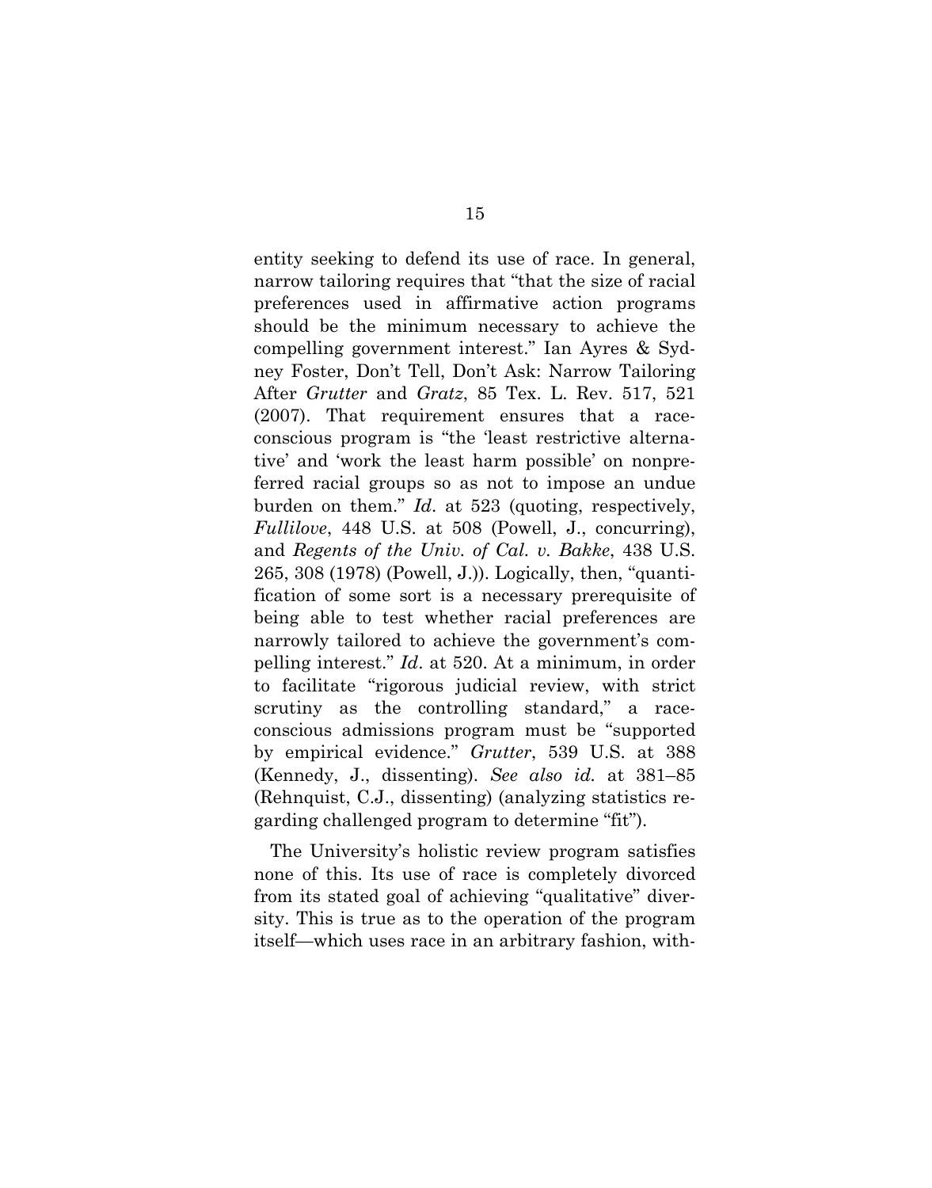entity seeking to defend its use of race. In general, narrow tailoring requires that "that the size of racial preferences used in affirmative action programs should be the minimum necessary to achieve the compelling government interest." Ian Ayres & Sydney Foster, Don't Tell, Don't Ask: Narrow Tailoring After *Grutter* and *Gratz*, 85 Tex. L. Rev. 517, 521 (2007). That requirement ensures that a race-conscious program is "the 'least restrictive alternative' and 'work the least harm possible' on nonpreferred racial groups so as not to impose an undue burden on them." *Id*. at 523 (quoting, respectively, *Fullilove*, 448 U.S. at 508 (Powell, J., concurring), and *Regents of the Univ. of Cal. v. Bakke*, 438 U.S. 265, 308 (1978) (Powell, J.)). Logically, then, "quantification of some sort is a necessary prerequisite of being able to test whether racial preferences are narrowly tailored to achieve the government's compelling interest." *Id*. at 520. At a minimum, in order to facilitate "rigorous judicial review, with strict scrutiny as the controlling standard," a race-conscious admissions program must be "supported by empirical evidence." *Grutter*, 539 U.S. at 388 (Kennedy, J., dissenting). *See also id.* at 381–85 (Rehnquist, C.J., dissenting) (analyzing statistics regarding challenged program to determine "fit").

The University's holistic review program satisfies none of this. Its use of race is completely divorced from its stated goal of achieving "qualitative" diversity. This is true as to the operation of the program itself—which uses race in an arbitrary fashion, with-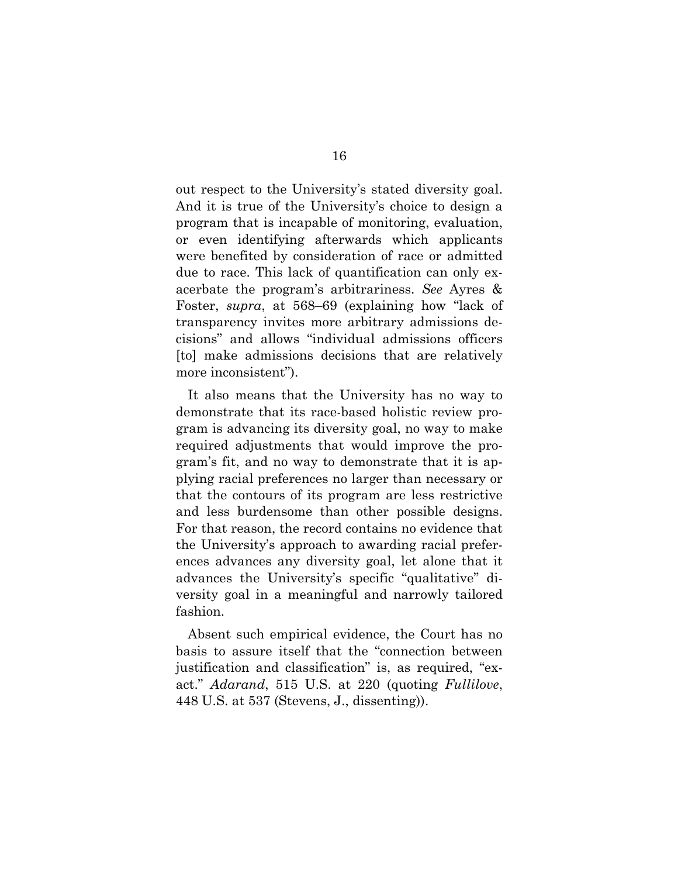out respect to the University's stated diversity goal. And it is true of the University's choice to design a program that is incapable of monitoring, evaluation, or even identifying afterwards which applicants were benefited by consideration of race or admitted due to race. This lack of quantification can only exacerbate the program's arbitrariness. *See* Ayres & Foster, *supra*, at 568–69 (explaining how "lack of transparency invites more arbitrary admissions decisions" and allows "individual admissions officers [to] make admissions decisions that are relatively more inconsistent").

It also means that the University has no way to demonstrate that its race-based holistic review program is advancing its diversity goal, no way to make required adjustments that would improve the program's fit, and no way to demonstrate that it is applying racial preferences no larger than necessary or that the contours of its program are less restrictive and less burdensome than other possible designs. For that reason, the record contains no evidence that the University's approach to awarding racial preferences advances any diversity goal, let alone that it advances the University's specific "qualitative" diversity goal in a meaningful and narrowly tailored fashion.

Absent such empirical evidence, the Court has no basis to assure itself that the "connection between justification and classification" is, as required, "exact." *Adarand*, 515 U.S. at 220 (quoting *Fullilove*, 448 U.S. at 537 (Stevens, J., dissenting)).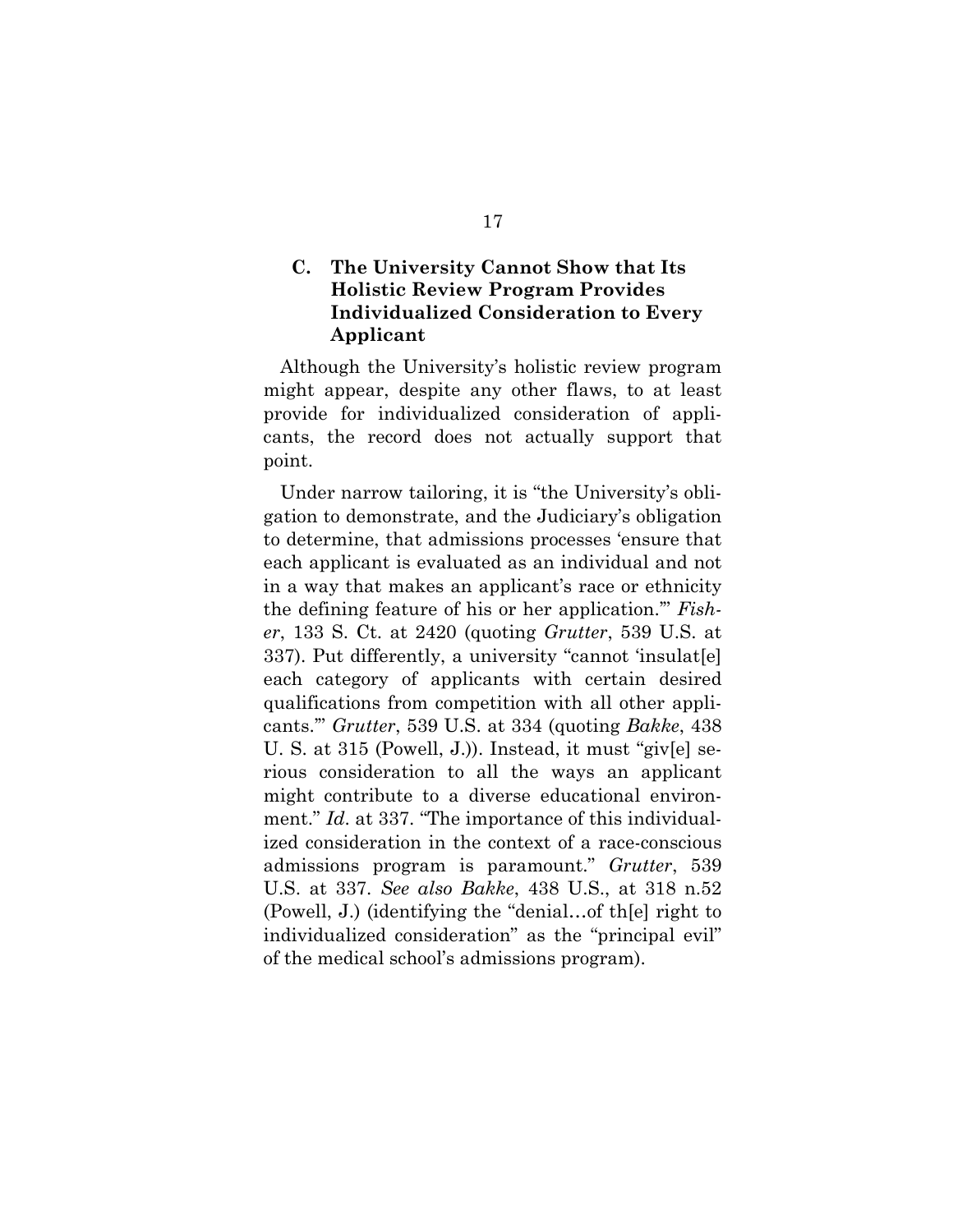### C. The University Cannot Show that Its Holistic Review Program Provides Individualized Consideration to Every Applicant

Although the University's holistic review program might appear, despite any other flaws, to at least provide for individualized consideration of applicants, the record does not actually support that point.

Under narrow tailoring, it is "the University's obligation to demonstrate, and the Judiciary's obligation to determine, that admissions processes 'ensure that each applicant is evaluated as an individual and not in a way that makes an applicant's race or ethnicity the defining feature of his or her application.'" *Fisher*, 133 S. Ct. at 2420 (quoting *Grutter*, 539 U.S. at 337). Put differently, a university "cannot 'insulat[e] each category of applicants with certain desired qualifications from competition with all other applicants.'" *Grutter*, 539 U.S. at 334 (quoting *Bakke*, 438 U. S. at 315 (Powell, J.)). Instead, it must "giv[e] serious consideration to all the ways an applicant might contribute to a diverse educational environment." *Id*. at 337. "The importance of this individualized consideration in the context of a race-conscious admissions program is paramount." *Grutter*, 539 U.S. at 337. *See also Bakke*, 438 U.S., at 318 n.52 (Powell, J.) (identifying the "denial…of th[e] right to individualized consideration" as the "principal evil" of the medical school's admissions program).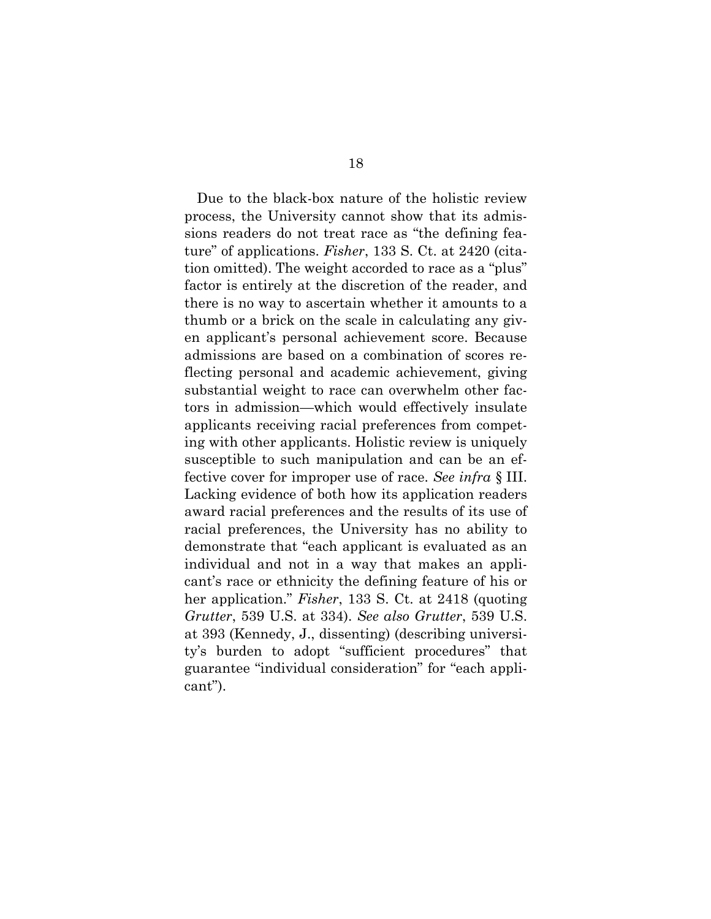Due to the black-box nature of the holistic review process, the University cannot show that its admissions readers do not treat race as "the defining feature" of applications. *Fisher*, 133 S. Ct. at 2420 (citation omitted). The weight accorded to race as a "plus" factor is entirely at the discretion of the reader, and there is no way to ascertain whether it amounts to a thumb or a brick on the scale in calculating any given applicant's personal achievement score. Because admissions are based on a combination of scores reflecting personal and academic achievement, giving substantial weight to race can overwhelm other factors in admission—which would effectively insulate applicants receiving racial preferences from competing with other applicants. Holistic review is uniquely susceptible to such manipulation and can be an effective cover for improper use of race. *See infra* § III. Lacking evidence of both how its application readers award racial preferences and the results of its use of racial preferences, the University has no ability to demonstrate that "each applicant is evaluated as an individual and not in a way that makes an applicant's race or ethnicity the defining feature of his or her application." *Fisher*, 133 S. Ct. at 2418 (quoting *Grutter*, 539 U.S. at 334). *See also Grutter*, 539 U.S. at 393 (Kennedy, J., dissenting) (describing university's burden to adopt "sufficient procedures" that guarantee "individual consideration" for "each applicant").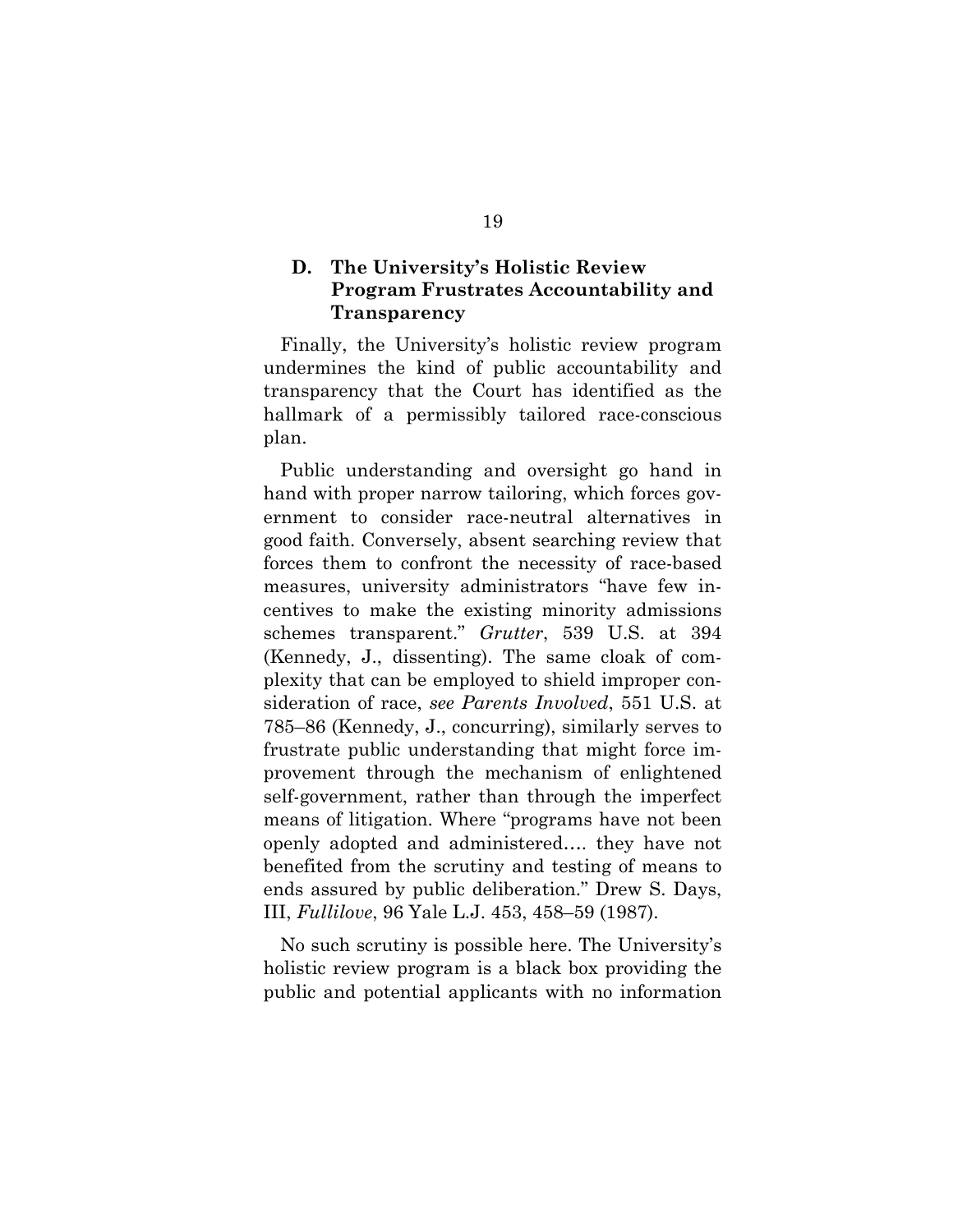### D. The University's Holistic Review Program Frustrates Accountability and Transparency

Finally, the University's holistic review program undermines the kind of public accountability and transparency that the Court has identified as the hallmark of a permissibly tailored race-conscious plan.

Public understanding and oversight go hand in hand with proper narrow tailoring, which forces government to consider race-neutral alternatives in good faith. Conversely, absent searching review that forces them to confront the necessity of race-based measures, university administrators "have few incentives to make the existing minority admissions schemes transparent." *Grutter*, 539 U.S. at 394 (Kennedy, J., dissenting). The same cloak of complexity that can be employed to shield improper consideration of race, *see Parents Involved*, 551 U.S. at 785–86 (Kennedy, J., concurring), similarly serves to frustrate public understanding that might force improvement through the mechanism of enlightened self-government, rather than through the imperfect means of litigation. Where "programs have not been openly adopted and administered…. they have not benefited from the scrutiny and testing of means to ends assured by public deliberation." Drew S. Days, III, *Fullilove*, 96 Yale L.J. 453, 458–59 (1987).

No such scrutiny is possible here. The University's holistic review program is a black box providing the public and potential applicants with no information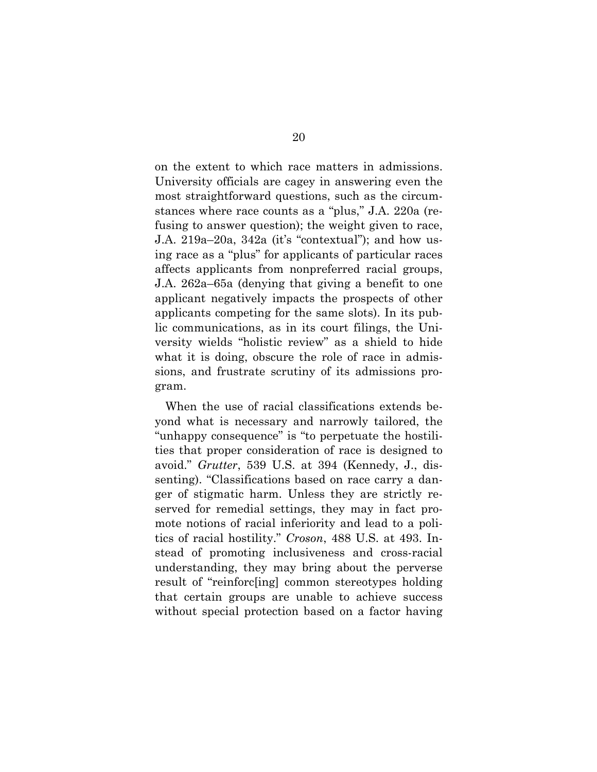on the extent to which race matters in admissions. University officials are cagey in answering even the most straightforward questions, such as the circumstances where race counts as a "plus," J.A. 220a (refusing to answer question); the weight given to race, J.A. 219a–20a, 342a (it's "contextual"); and how using race as a "plus" for applicants of particular races affects applicants from nonpreferred racial groups, J.A. 262a–65a (denying that giving a benefit to one applicant negatively impacts the prospects of other applicants competing for the same slots). In its public communications, as in its court filings, the University wields "holistic review" as a shield to hide what it is doing, obscure the role of race in admissions, and frustrate scrutiny of its admissions program.

When the use of racial classifications extends beyond what is necessary and narrowly tailored, the "unhappy consequence" is "to perpetuate the hostilities that proper consideration of race is designed to avoid." *Grutter*, 539 U.S. at 394 (Kennedy, J., dissenting). "Classifications based on race carry a danger of stigmatic harm. Unless they are strictly reserved for remedial settings, they may in fact promote notions of racial inferiority and lead to a politics of racial hostility." *Croson*, 488 U.S. at 493. Instead of promoting inclusiveness and cross-racial understanding, they may bring about the perverse result of "reinforc[ing] common stereotypes holding that certain groups are unable to achieve success without special protection based on a factor having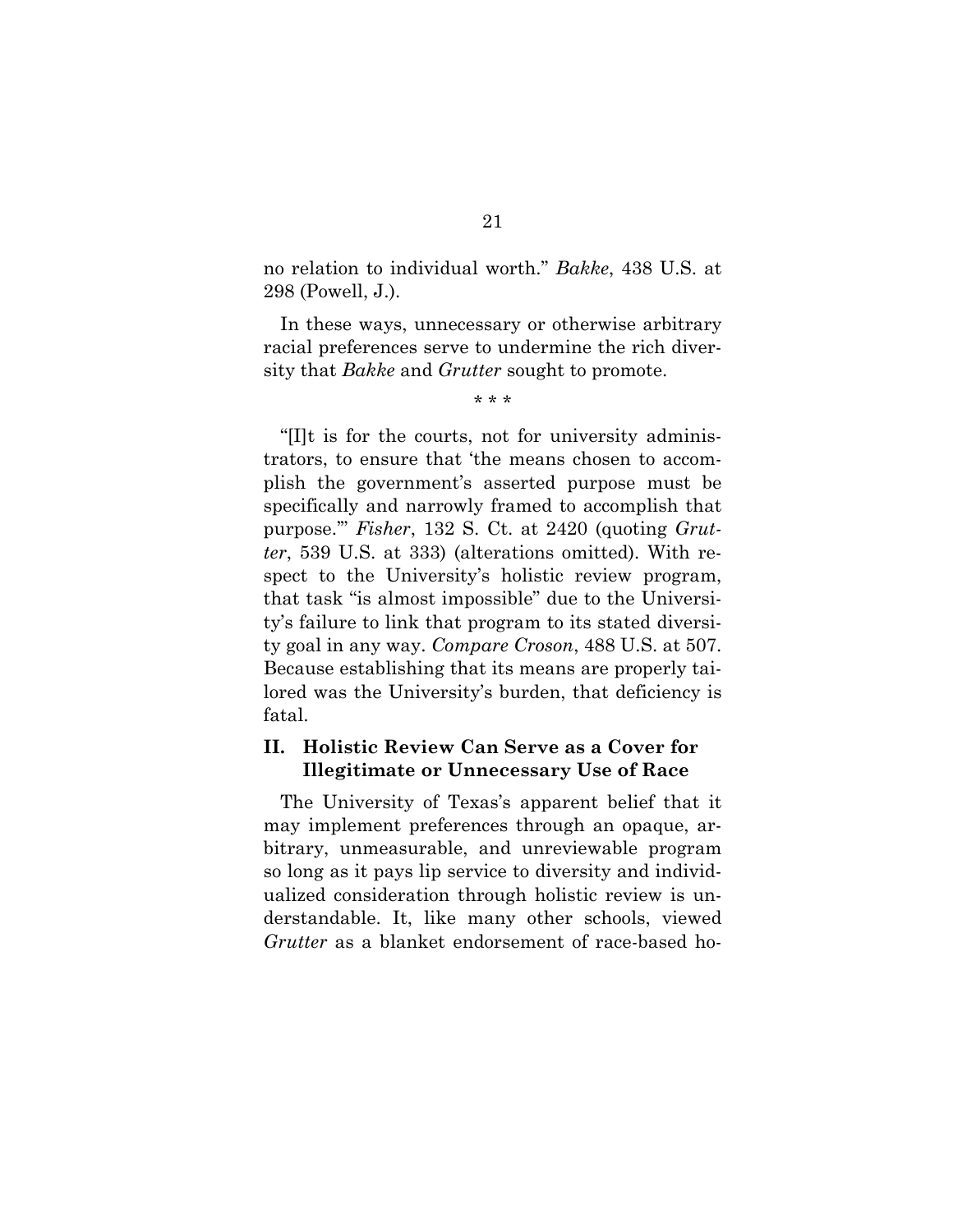no relation to individual worth." *Bakke*, 438 U.S. at 298 (Powell, J.).

In these ways, unnecessary or otherwise arbitrary racial preferences serve to undermine the rich diversity that *Bakke* and *Grutter* sought to promote.

\* \* \*

"[I]t is for the courts, not for university administrators, to ensure that 'the means chosen to accomplish the government's asserted purpose must be specifically and narrowly framed to accomplish that purpose.'" *Fisher*, 132 S. Ct. at 2420 (quoting *Grutter*, 539 U.S. at 333) (alterations omitted). With respect to the University's holistic review program, that task "is almost impossible" due to the University's failure to link that program to its stated diversity goal in any way. *Compare Croson*, 488 U.S. at 507. Because establishing that its means are properly tailored was the University's burden, that deficiency is fatal.

## II. Holistic Review Can Serve as a Cover for Illegitimate or Unnecessary Use of Race

The University of Texas's apparent belief that it may implement preferences through an opaque, arbitrary, unmeasurable, and unreviewable program so long as it pays lip service to diversity and individualized consideration through holistic review is understandable. It, like many other schools, viewed *Grutter* as a blanket endorsement of race-based ho-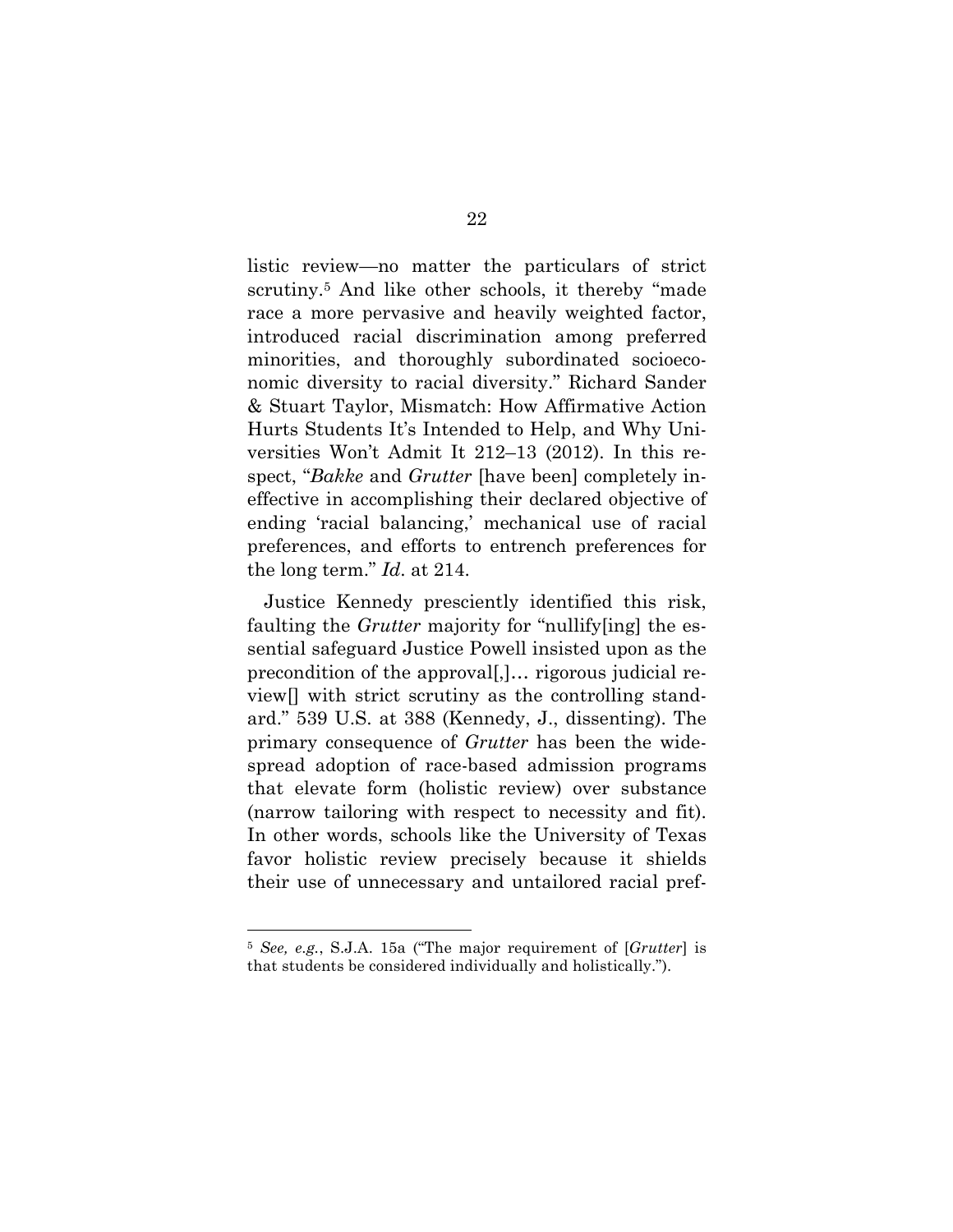listic review—no matter the particulars of strict scrutiny.[5] And like other schools, it thereby "made race a more pervasive and heavily weighted factor, introduced racial discrimination among preferred minorities, and thoroughly subordinated socioeconomic diversity to racial diversity." Richard Sander & Stuart Taylor, Mismatch: How Affirmative Action Hurts Students It's Intended to Help, and Why Universities Won't Admit It 212–13 (2012). In this respect, "*Bakke* and *Grutter* [have been] completely ineffective in accomplishing their declared objective of ending 'racial balancing,' mechanical use of racial preferences, and efforts to entrench preferences for the long term." *Id*. at 214.

Justice Kennedy presciently identified this risk, faulting the *Grutter* majority for "nullify[ing] the essential safeguard Justice Powell insisted upon as the precondition of the approval[,]… rigorous judicial review[] with strict scrutiny as the controlling standard." 539 U.S. at 388 (Kennedy, J., dissenting). The primary consequence of *Grutter* has been the widespread adoption of race-based admission programs that elevate form (holistic review) over substance (narrow tailoring with respect to necessity and fit). In other words, schools like the University of Texas favor holistic review precisely because it shields their use of unnecessary and untailored racial pref-

---

[5] *See, e.g.*, S.J.A. 15a ("The major requirement of [*Grutter*] is that students be considered individually and holistically.").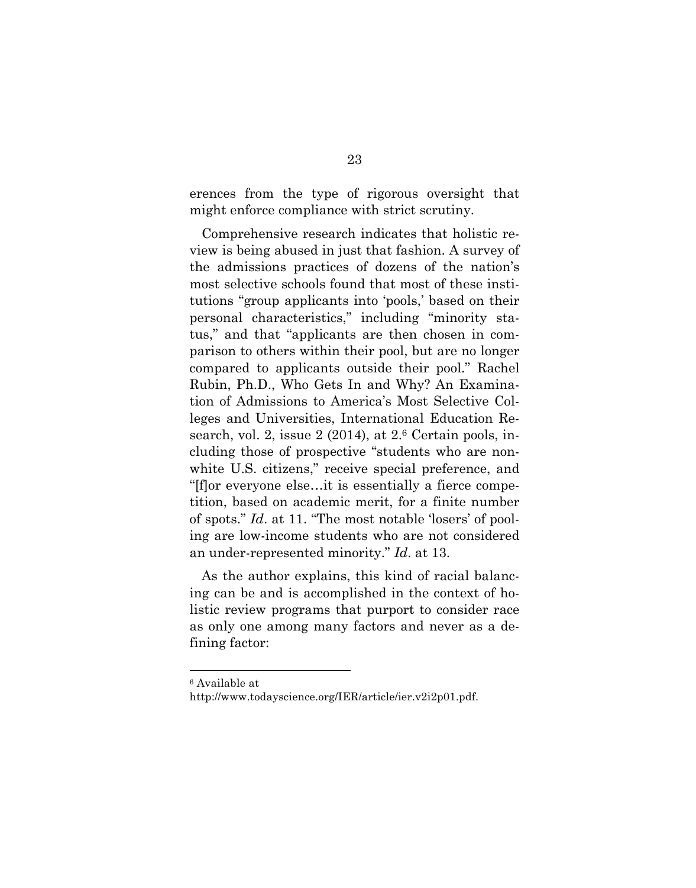erences from the type of rigorous oversight that might enforce compliance with strict scrutiny.

Comprehensive research indicates that holistic review is being abused in just that fashion. A survey of the admissions practices of dozens of the nation's most selective schools found that most of these institutions "group applicants into 'pools,' based on their personal characteristics," including "minority status," and that "applicants are then chosen in comparison to others within their pool, but are no longer compared to applicants outside their pool." Rachel Rubin, Ph.D., Who Gets In and Why? An Examination of Admissions to America's Most Selective Colleges and Universities, International Education Research, vol. 2, issue 2 (2014), at 2.[6] Certain pools, including those of prospective "students who are nonwhite U.S. citizens," receive special preference, and "[f]or everyone else…it is essentially a fierce competition, based on academic merit, for a finite number of spots." *Id*. at 11. "The most notable 'losers' of pooling are low-income students who are not considered an under-represented minority." *Id*. at 13.

As the author explains, this kind of racial balancing can be and is accomplished in the context of holistic review programs that purport to consider race as only one among many factors and never as a defining factor:

---

[6] Available at http://www.todayscience.org/IER/article/ier.v2i2p01.pdf.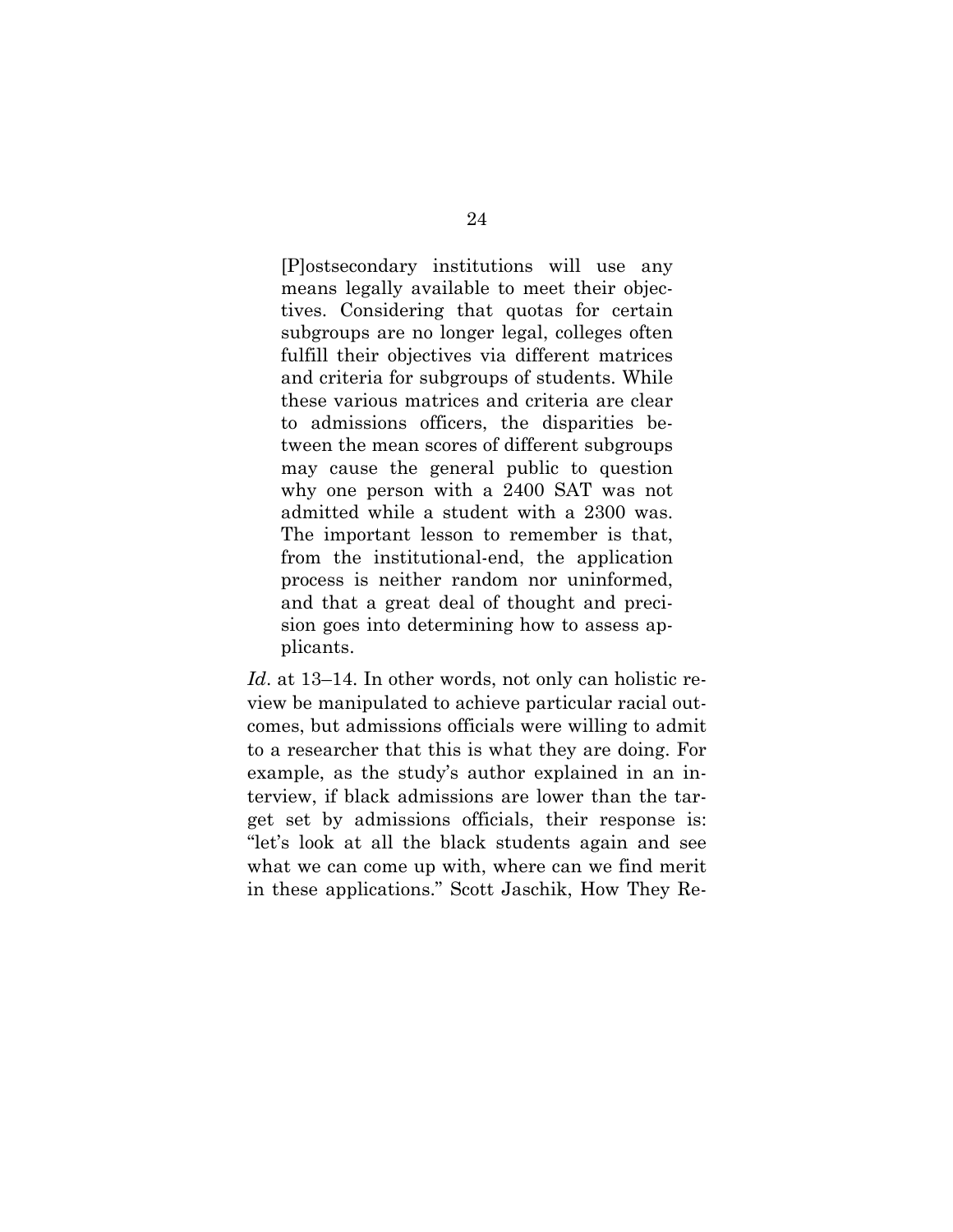> [P]ostsecondary institutions will use any means legally available to meet their objectives. Considering that quotas for certain subgroups are no longer legal, colleges often fulfill their objectives via different matrices and criteria for subgroups of students. While these various matrices and criteria are clear to admissions officers, the disparities between the mean scores of different subgroups may cause the general public to question why one person with a 2400 SAT was not admitted while a student with a 2300 was. The important lesson to remember is that, from the institutional-end, the application process is neither random nor uninformed, and that a great deal of thought and precision goes into determining how to assess applicants.

*Id*. at 13–14. In other words, not only can holistic review be manipulated to achieve particular racial outcomes, but admissions officials were willing to admit to a researcher that this is what they are doing. For example, as the study's author explained in an interview, if black admissions are lower than the target set by admissions officials, their response is: "let's look at all the black students again and see what we can come up with, where can we find merit in these applications." Scott Jaschik, How They Re-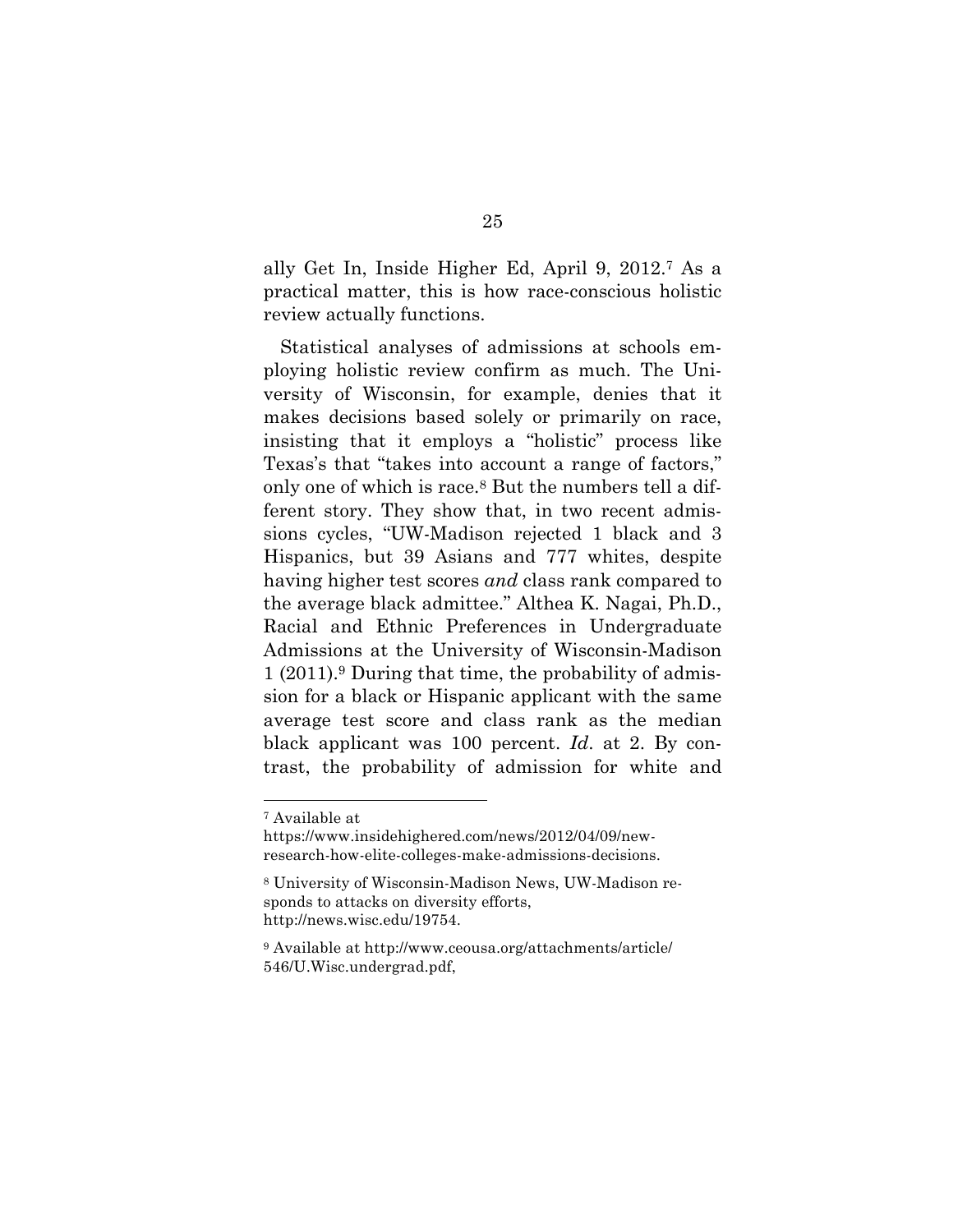ally Get In, Inside Higher Ed, April 9, 2012.[7] As a practical matter, this is how race-conscious holistic review actually functions.

Statistical analyses of admissions at schools employing holistic review confirm as much. The University of Wisconsin, for example, denies that it makes decisions based solely or primarily on race, insisting that it employs a "holistic" process like Texas's that "takes into account a range of factors," only one of which is race.[8] But the numbers tell a different story. They show that, in two recent admissions cycles, "UW-Madison rejected 1 black and 3 Hispanics, but 39 Asians and 777 whites, despite having higher test scores *and* class rank compared to the average black admittee." Althea K. Nagai, Ph.D., Racial and Ethnic Preferences in Undergraduate Admissions at the University of Wisconsin-Madison 1 (2011).[9] During that time, the probability of admission for a black or Hispanic applicant with the same average test score and class rank as the median black applicant was 100 percent. *Id.* at 2. By contrast, the probability of admission for white and

---

[7] Available at https://www.insidehighered.com/news/2012/04/09/new-research-how-elite-colleges-make-admissions-decisions.

[8] University of Wisconsin-Madison News, UW-Madison responds to attacks on diversity efforts, http://news.wisc.edu/19754.

[9] Available at http://www.ceousa.org/attachments/article/546/U.Wisc.undergrad.pdf,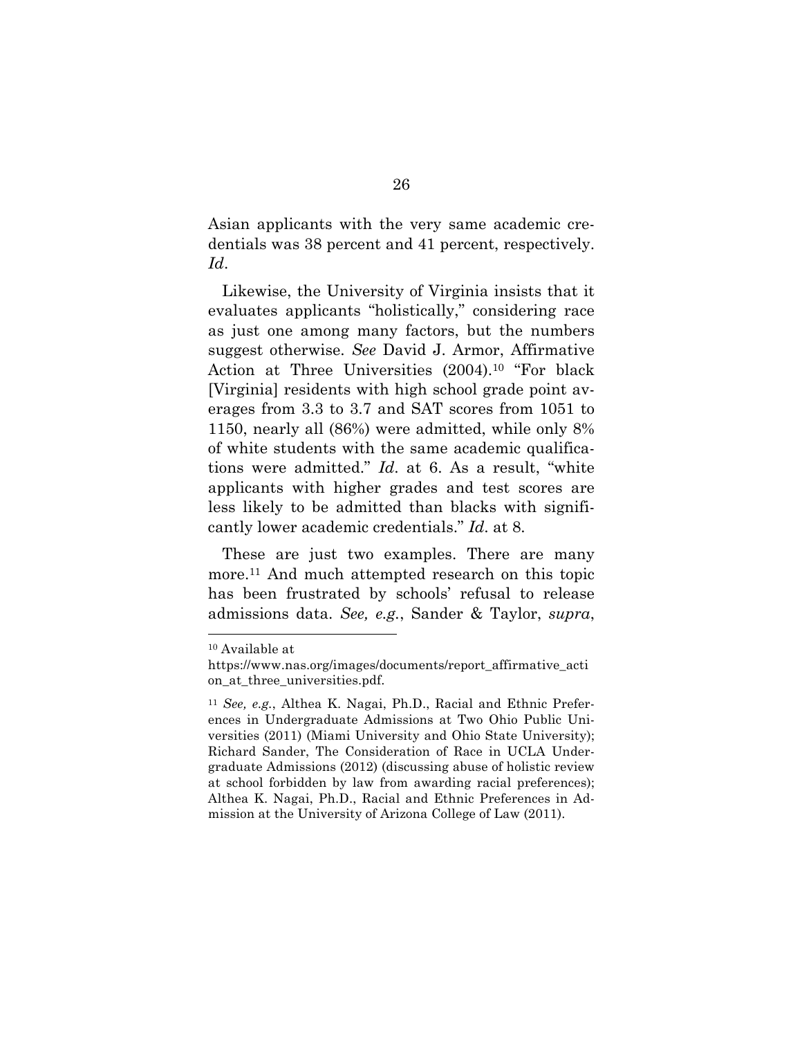Asian applicants with the very same academic credentials was 38 percent and 41 percent, respectively. *Id*.

Likewise, the University of Virginia insists that it evaluates applicants "holistically," considering race as just one among many factors, but the numbers suggest otherwise. *See* David J. Armor, Affirmative Action at Three Universities (2004).[10] "For black [Virginia] residents with high school grade point averages from 3.3 to 3.7 and SAT scores from 1051 to 1150, nearly all (86%) were admitted, while only 8% of white students with the same academic qualifications were admitted." *Id*. at 6. As a result, "white applicants with higher grades and test scores are less likely to be admitted than blacks with significantly lower academic credentials." *Id*. at 8.

These are just two examples. There are many more.[11] And much attempted research on this topic has been frustrated by schools' refusal to release admissions data. *See, e.g.*, Sander & Taylor, *supra*,

---

[10] Available at https://www.nas.org/images/documents/report_affirmative_action_at_three_universities.pdf.

[11] *See, e.g.*, Althea K. Nagai, Ph.D., Racial and Ethnic Preferences in Undergraduate Admissions at Two Ohio Public Universities (2011) (Miami University and Ohio State University); Richard Sander, The Consideration of Race in UCLA Undergraduate Admissions (2012) (discussing abuse of holistic review at school forbidden by law from awarding racial preferences); Althea K. Nagai, Ph.D., Racial and Ethnic Preferences in Admission at the University of Arizona College of Law (2011).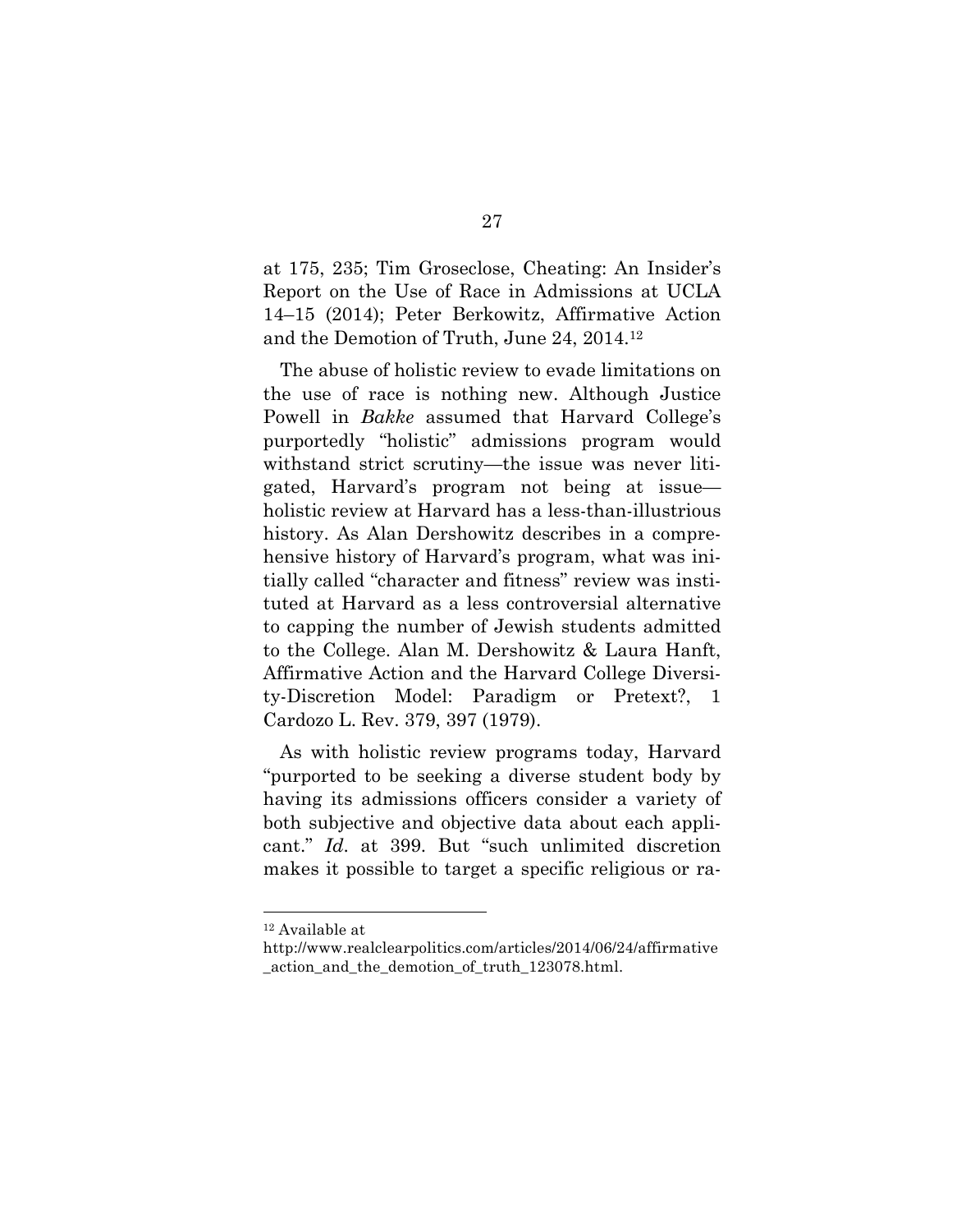at 175, 235; Tim Groseclose, Cheating: An Insider's Report on the Use of Race in Admissions at UCLA 14–15 (2014); Peter Berkowitz, Affirmative Action and the Demotion of Truth, June 24, 2014.[12]

The abuse of holistic review to evade limitations on the use of race is nothing new. Although Justice Powell in *Bakke* assumed that Harvard College's purportedly "holistic" admissions program would withstand strict scrutiny—the issue was never litigated, Harvard's program not being at issue—holistic review at Harvard has a less-than-illustrious history. As Alan Dershowitz describes in a comprehensive history of Harvard's program, what was initially called "character and fitness" review was instituted at Harvard as a less controversial alternative to capping the number of Jewish students admitted to the College. Alan M. Dershowitz & Laura Hanft, Affirmative Action and the Harvard College Diversity-Discretion Model: Paradigm or Pretext?, 1 Cardozo L. Rev. 379, 397 (1979).

As with holistic review programs today, Harvard "purported to be seeking a diverse student body by having its admissions officers consider a variety of both subjective and objective data about each applicant." *Id*. at 399. But "such unlimited discretion makes it possible to target a specific religious or ra-

---

[12] Available at http://www.realclearpolitics.com/articles/2014/06/24/affirmative_action_and_the_demotion_of_truth_123078.html.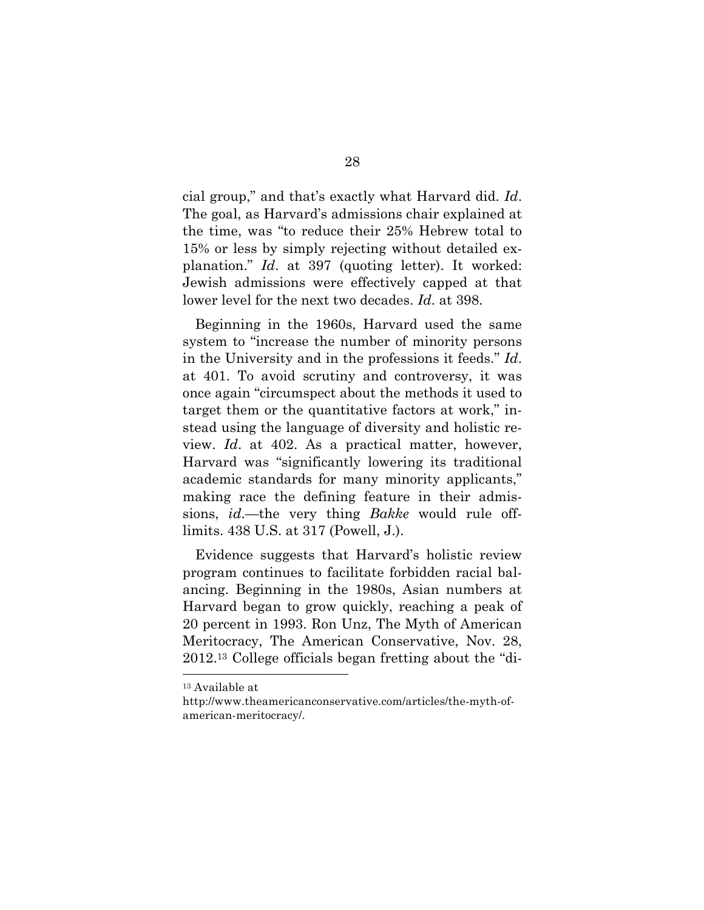cial group," and that's exactly what Harvard did. *Id*. The goal, as Harvard's admissions chair explained at the time, was "to reduce their 25% Hebrew total to 15% or less by simply rejecting without detailed explanation." *Id*. at 397 (quoting letter). It worked: Jewish admissions were effectively capped at that lower level for the next two decades. *Id*. at 398.

Beginning in the 1960s, Harvard used the same system to "increase the number of minority persons in the University and in the professions it feeds." *Id*. at 401. To avoid scrutiny and controversy, it was once again "circumspect about the methods it used to target them or the quantitative factors at work," instead using the language of diversity and holistic review. *Id*. at 402. As a practical matter, however, Harvard was "significantly lowering its traditional academic standards for many minority applicants," making race the defining feature in their admissions, *id*.—the very thing *Bakke* would rule off-limits. 438 U.S. at 317 (Powell, J.).

Evidence suggests that Harvard's holistic review program continues to facilitate forbidden racial balancing. Beginning in the 1980s, Asian numbers at Harvard began to grow quickly, reaching a peak of 20 percent in 1993. Ron Unz, The Myth of American Meritocracy, The American Conservative, Nov. 28, 2012.[13] College officials began fretting about the "di-

---

[13] Available at http://www.theamericanconservative.com/articles/the-myth-of-american-meritocracy/.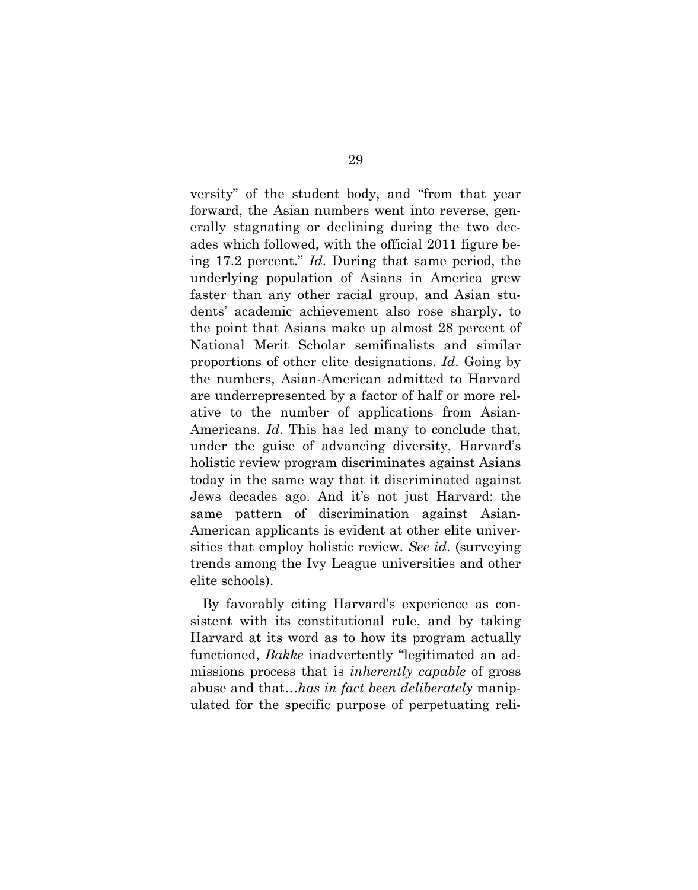versity" of the student body, and "from that year forward, the Asian numbers went into reverse, generally stagnating or declining during the two decades which followed, with the official 2011 figure being 17.2 percent." *Id*. During that same period, the underlying population of Asians in America grew faster than any other racial group, and Asian students' academic achievement also rose sharply, to the point that Asians make up almost 28 percent of National Merit Scholar semifinalists and similar proportions of other elite designations. *Id*. Going by the numbers, Asian-American admitted to Harvard are underrepresented by a factor of half or more relative to the number of applications from Asian-Americans. *Id*. This has led many to conclude that, under the guise of advancing diversity, Harvard's holistic review program discriminates against Asians today in the same way that it discriminated against Jews decades ago. And it's not just Harvard: the same pattern of discrimination against Asian-American applicants is evident at other elite universities that employ holistic review. *See id*. (surveying trends among the Ivy League universities and other elite schools).

By favorably citing Harvard's experience as consistent with its constitutional rule, and by taking Harvard at its word as to how its program actually functioned, *Bakke* inadvertently "legitimated an admissions process that is *inherently capable* of gross abuse and that…*has in fact been deliberately* manipulated for the specific purpose of perpetuating reli-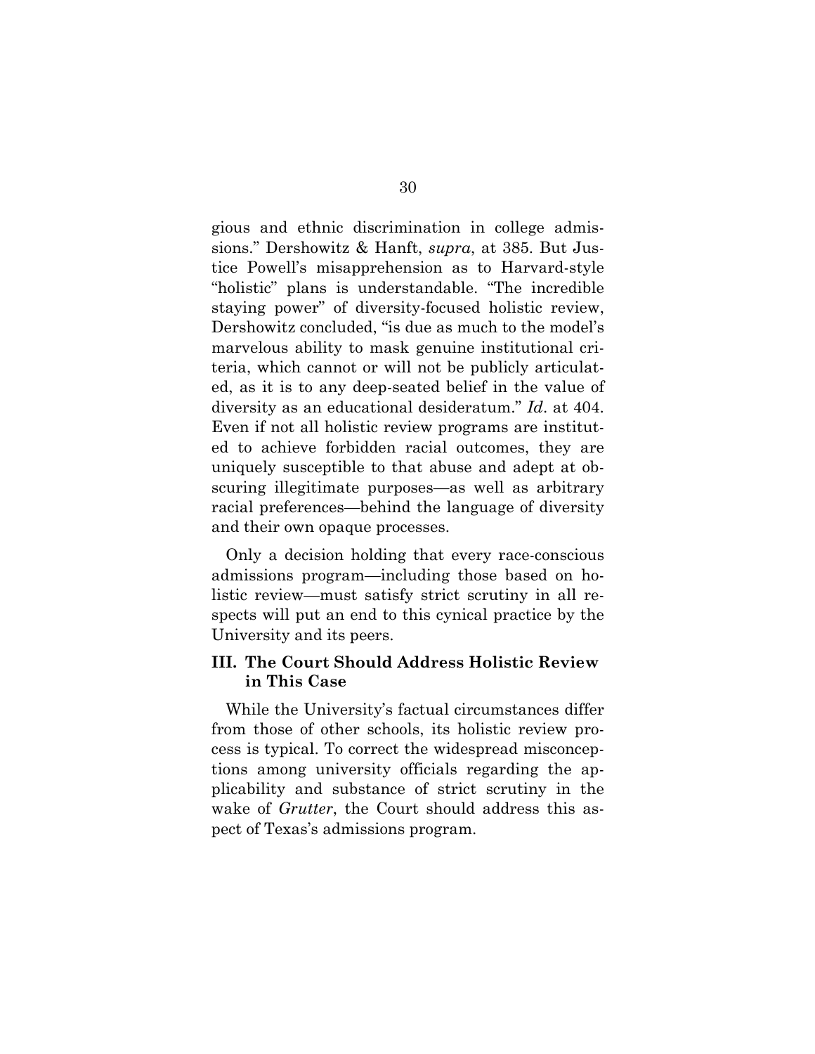gious and ethnic discrimination in college admissions." Dershowitz & Hanft, *supra*, at 385. But Justice Powell's misapprehension as to Harvard-style "holistic" plans is understandable. "The incredible staying power" of diversity-focused holistic review, Dershowitz concluded, "is due as much to the model's marvelous ability to mask genuine institutional criteria, which cannot or will not be publicly articulated, as it is to any deep-seated belief in the value of diversity as an educational desideratum." *Id*. at 404. Even if not all holistic review programs are instituted to achieve forbidden racial outcomes, they are uniquely susceptible to that abuse and adept at obscuring illegitimate purposes—as well as arbitrary racial preferences—behind the language of diversity and their own opaque processes.

Only a decision holding that every race-conscious admissions program—including those based on holistic review—must satisfy strict scrutiny in all respects will put an end to this cynical practice by the University and its peers.

## III. The Court Should Address Holistic Review in This Case

While the University's factual circumstances differ from those of other schools, its holistic review process is typical. To correct the widespread misconceptions among university officials regarding the applicability and substance of strict scrutiny in the wake of *Grutter*, the Court should address this aspect of Texas's admissions program.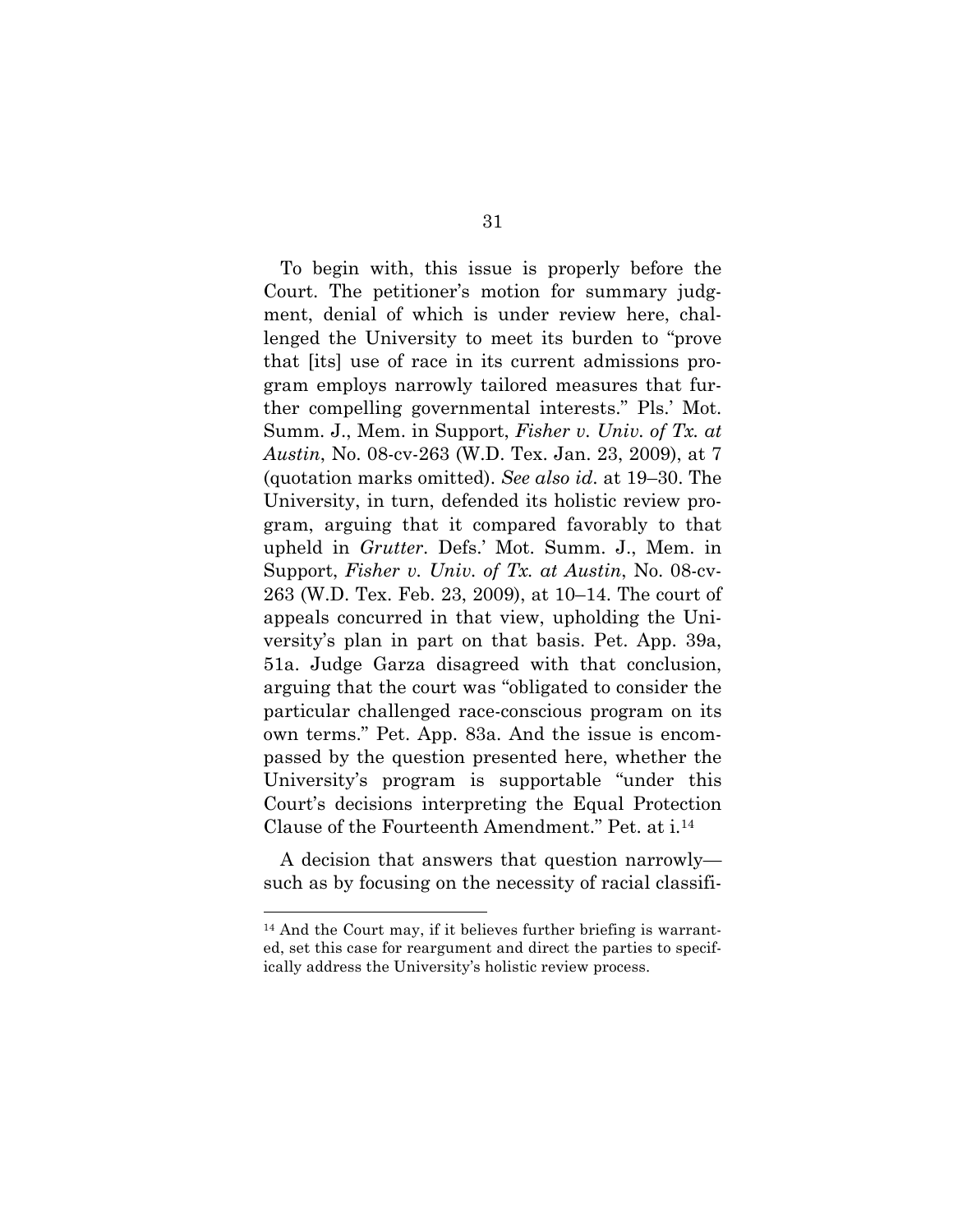To begin with, this issue is properly before the Court. The petitioner's motion for summary judgment, denial of which is under review here, challenged the University to meet its burden to "prove that [its] use of race in its current admissions program employs narrowly tailored measures that further compelling governmental interests." Pls.' Mot. Summ. J., Mem. in Support, *Fisher v. Univ. of Tx. at Austin*, No. 08-cv-263 (W.D. Tex. Jan. 23, 2009), at 7 (quotation marks omitted). *See also id*. at 19–30. The University, in turn, defended its holistic review program, arguing that it compared favorably to that upheld in *Grutter*. Defs.' Mot. Summ. J., Mem. in Support, *Fisher v. Univ. of Tx. at Austin*, No. 08-cv-263 (W.D. Tex. Feb. 23, 2009), at 10–14. The court of appeals concurred in that view, upholding the University's plan in part on that basis. Pet. App. 39a, 51a. Judge Garza disagreed with that conclusion, arguing that the court was "obligated to consider the particular challenged race-conscious program on its own terms." Pet. App. 83a. And the issue is encompassed by the question presented here, whether the University's program is supportable "under this Court's decisions interpreting the Equal Protection Clause of the Fourteenth Amendment." Pet. at i.[14]

A decision that answers that question narrowly—such as by focusing on the necessity of racial classifi-

[14] And the Court may, if it believes further briefing is warranted, set this case for reargument and direct the parties to specifically address the University's holistic review process.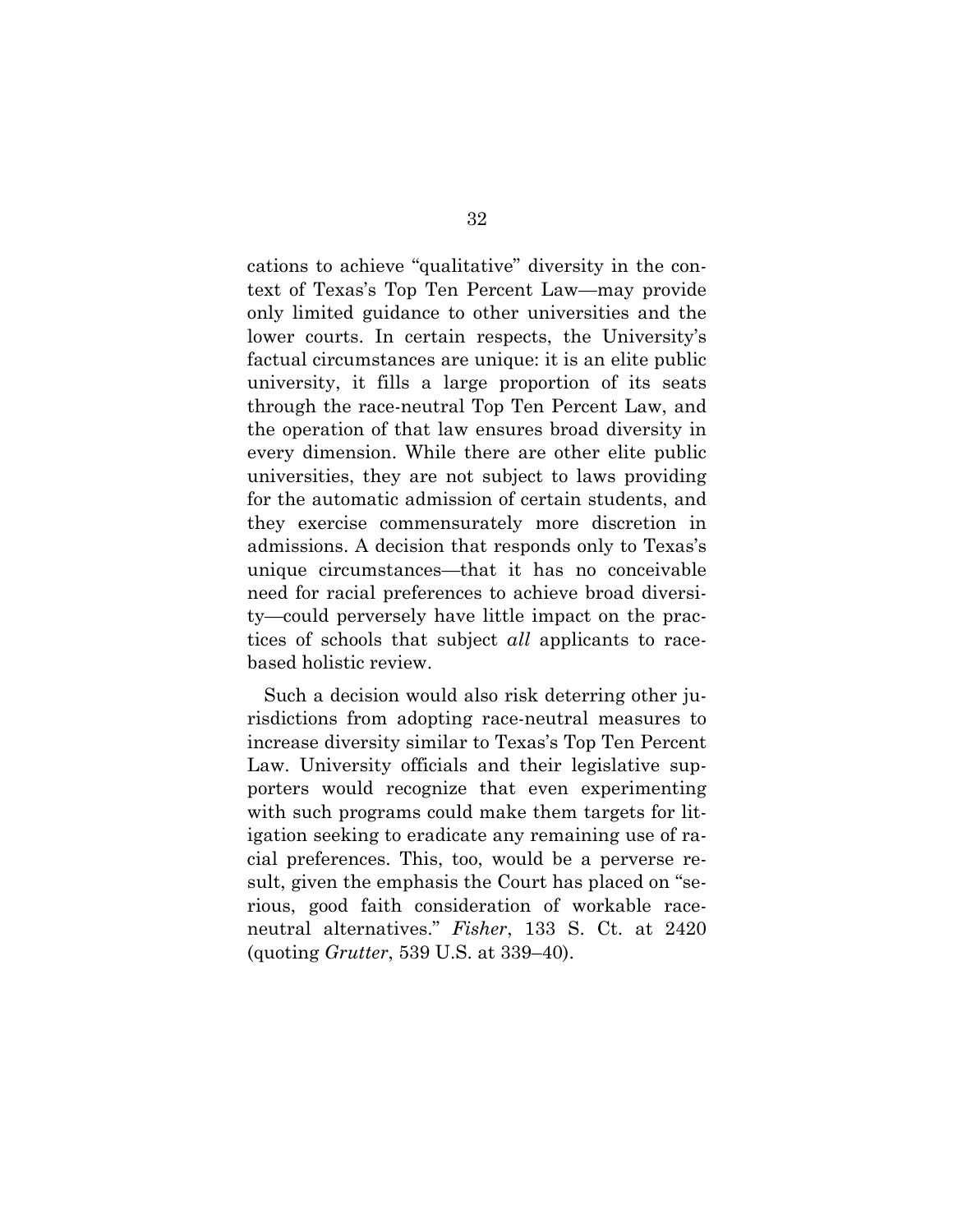cations to achieve "qualitative" diversity in the context of Texas's Top Ten Percent Law—may provide only limited guidance to other universities and the lower courts. In certain respects, the University's factual circumstances are unique: it is an elite public university, it fills a large proportion of its seats through the race-neutral Top Ten Percent Law, and the operation of that law ensures broad diversity in every dimension. While there are other elite public universities, they are not subject to laws providing for the automatic admission of certain students, and they exercise commensurately more discretion in admissions. A decision that responds only to Texas's unique circumstances—that it has no conceivable need for racial preferences to achieve broad diversity—could perversely have little impact on the practices of schools that subject *all* applicants to race-based holistic review.

Such a decision would also risk deterring other jurisdictions from adopting race-neutral measures to increase diversity similar to Texas's Top Ten Percent Law. University officials and their legislative supporters would recognize that even experimenting with such programs could make them targets for litigation seeking to eradicate any remaining use of racial preferences. This, too, would be a perverse result, given the emphasis the Court has placed on "serious, good faith consideration of workable race-neutral alternatives." *Fisher*, 133 S. Ct. at 2420 (quoting *Grutter*, 539 U.S. at 339–40).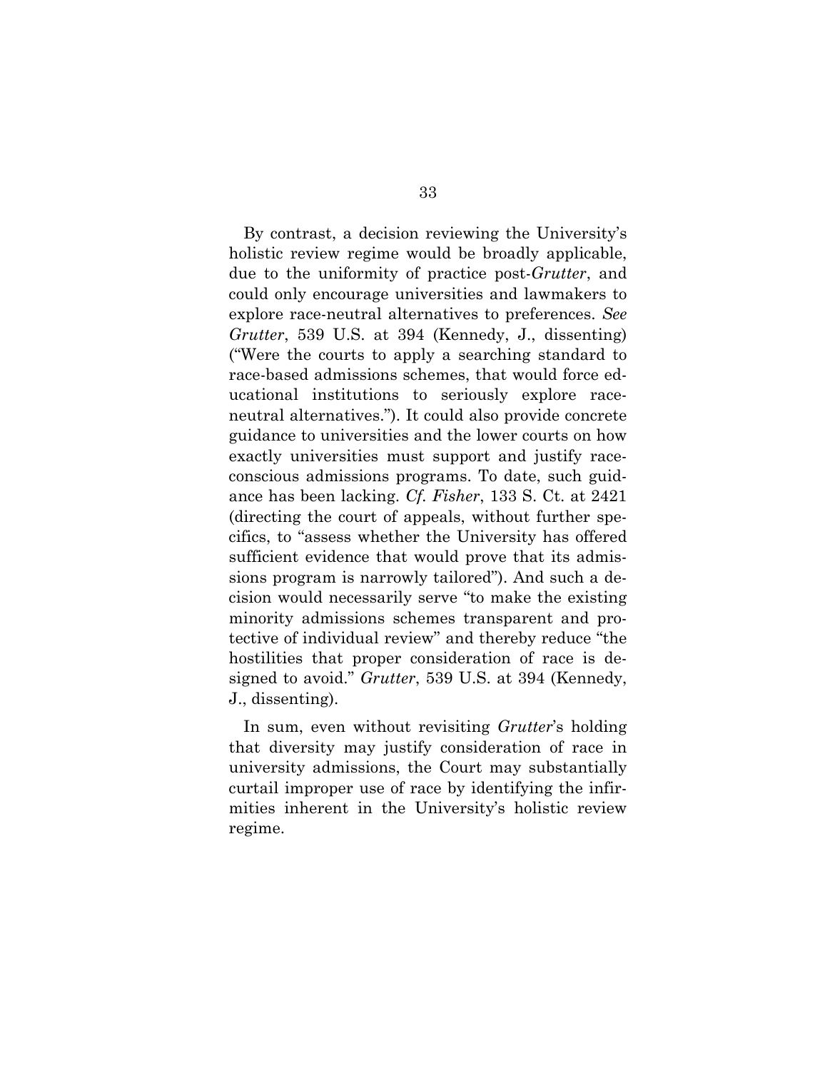By contrast, a decision reviewing the University's holistic review regime would be broadly applicable, due to the uniformity of practice post-*Grutter*, and could only encourage universities and lawmakers to explore race-neutral alternatives to preferences. *See Grutter*, 539 U.S. at 394 (Kennedy, J., dissenting) ("Were the courts to apply a searching standard to race-based admissions schemes, that would force educational institutions to seriously explore race-neutral alternatives."). It could also provide concrete guidance to universities and the lower courts on how exactly universities must support and justify race-conscious admissions programs. To date, such guidance has been lacking. *Cf. Fisher*, 133 S. Ct. at 2421 (directing the court of appeals, without further specifics, to "assess whether the University has offered sufficient evidence that would prove that its admissions program is narrowly tailored"). And such a decision would necessarily serve "to make the existing minority admissions schemes transparent and protective of individual review" and thereby reduce "the hostilities that proper consideration of race is designed to avoid." *Grutter*, 539 U.S. at 394 (Kennedy, J., dissenting).

In sum, even without revisiting *Grutter*'s holding that diversity may justify consideration of race in university admissions, the Court may substantially curtail improper use of race by identifying the infirmities inherent in the University's holistic review regime.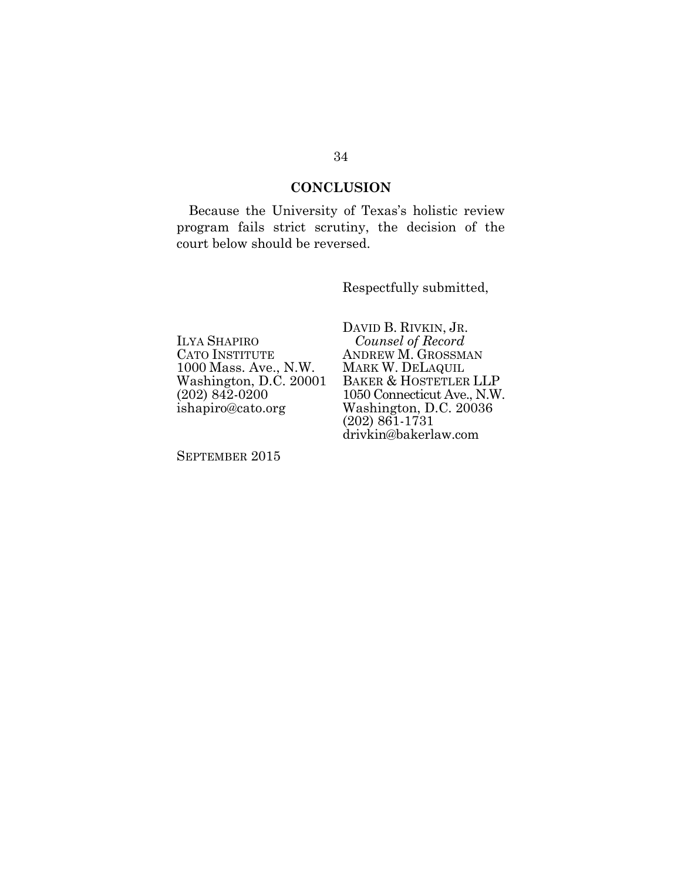## CONCLUSION

Because the University of Texas's holistic review program fails strict scrutiny, the decision of the court below should be reversed.

Respectfully submitted,

ILYA SHAPIRO
CATO INSTITUTE
1000 Mass. Ave., N.W.
Washington, D.C. 20001
(202) 842-0200
ishapiro@cato.org

DAVID B. RIVKIN, JR.
*Counsel of Record*
ANDREW M. GROSSMAN
MARK W. DELAQUIL
BAKER & HOSTETLER LLP
1050 Connecticut Ave., N.W.
Washington, D.C. 20036
(202) 861-1731
drivkin@bakerlaw.com

SEPTEMBER 2015